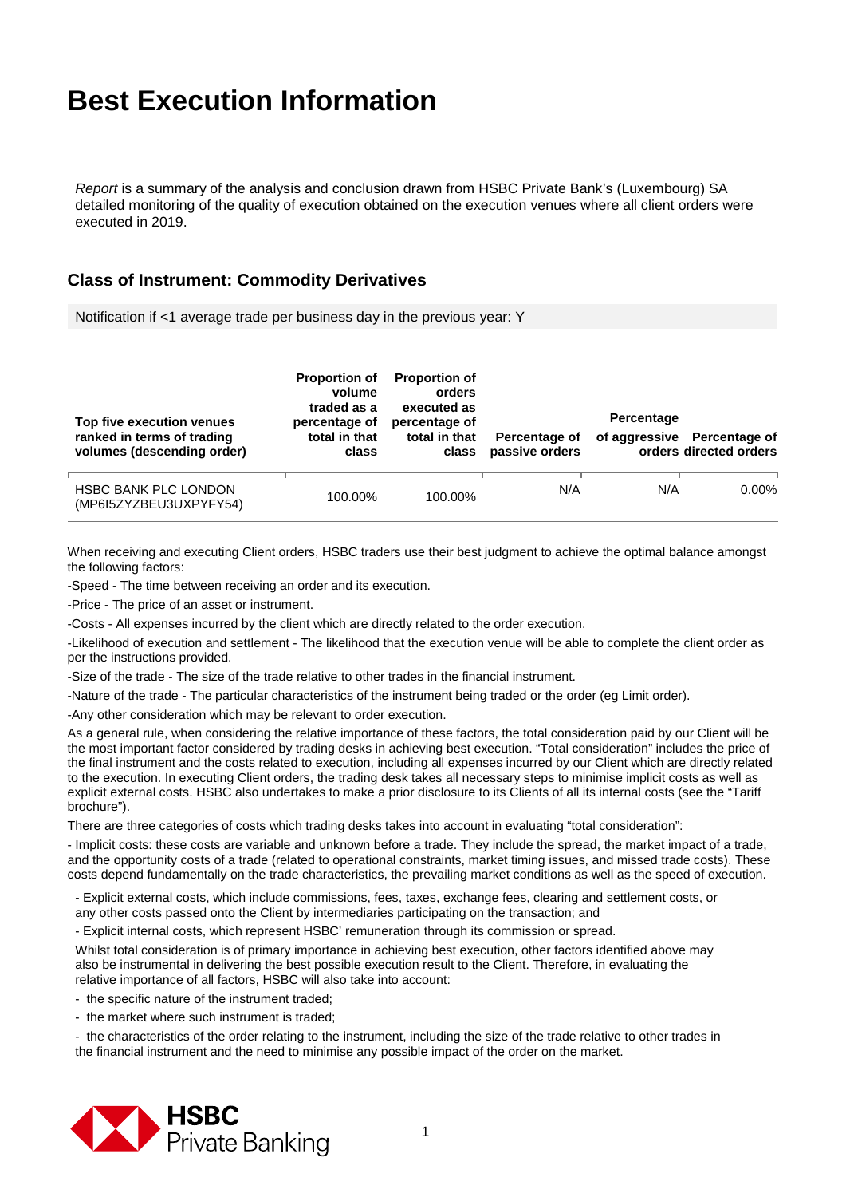# Best Execution Information

*Report* is a summary of the analysis and conclusion drawn from HSBC Private Bank's (Luxembourg) SA detailed monitoring of the quality of execution obtained on the execution venues where all client orders were executed in 2019.

## Class of Instrument: Commodity Derivatives

Notification if <1 average trade per business day in the previous year: Y

| Top five execution venues ranked in terms of trading volumes (descending order) | Proportion of volume traded as a percentage of total in that class | Proportion of orders executed as percentage of total in that class | Percentage of passive orders | Percentage of aggressive orders | Percentage of directed orders |
|---|---|---|---|---|---|
| HSBC BANK PLC LONDON (MP6I5ZYZBEU3UXPYFY54) | 100.00% | 100.00% | N/A | N/A | 0.00% |

When receiving and executing Client orders, HSBC traders use their best judgment to achieve the optimal balance amongst the following factors:

-Speed - The time between receiving an order and its execution.

-Price - The price of an asset or instrument.

-Costs - All expenses incurred by the client which are directly related to the order execution.

-Likelihood of execution and settlement - The likelihood that the execution venue will be able to complete the client order as per the instructions provided.

-Size of the trade - The size of the trade relative to other trades in the financial instrument.

-Nature of the trade - The particular characteristics of the instrument being traded or the order (eg Limit order).

-Any other consideration which may be relevant to order execution.

As a general rule, when considering the relative importance of these factors, the total consideration paid by our Client will be the most important factor considered by trading desks in achieving best execution. "Total consideration" includes the price of the final instrument and the costs related to execution, including all expenses incurred by our Client which are directly related to the execution. In executing Client orders, the trading desk takes all necessary steps to minimise implicit costs as well as explicit external costs. HSBC also undertakes to make a prior disclosure to its Clients of all its internal costs (see the "Tariff brochure").

There are three categories of costs which trading desks takes into account in evaluating "total consideration":

- Implicit costs: these costs are variable and unknown before a trade. They include the spread, the market impact of a trade, and the opportunity costs of a trade (related to operational constraints, market timing issues, and missed trade costs). These costs depend fundamentally on the trade characteristics, the prevailing market conditions as well as the speed of execution.

- Explicit external costs, which include commissions, fees, taxes, exchange fees, clearing and settlement costs, or any other costs passed onto the Client by intermediaries participating on the transaction; and

- Explicit internal costs, which represent HSBC' remuneration through its commission or spread.

Whilst total consideration is of primary importance in achieving best execution, other factors identified above may also be instrumental in delivering the best possible execution result to the Client. Therefore, in evaluating the relative importance of all factors, HSBC will also take into account:

- the specific nature of the instrument traded;
- the market where such instrument is traded;
- the characteristics of the order relating to the instrument, including the size of the trade relative to other trades in the financial instrument and the need to minimise any possible impact of the order on the market.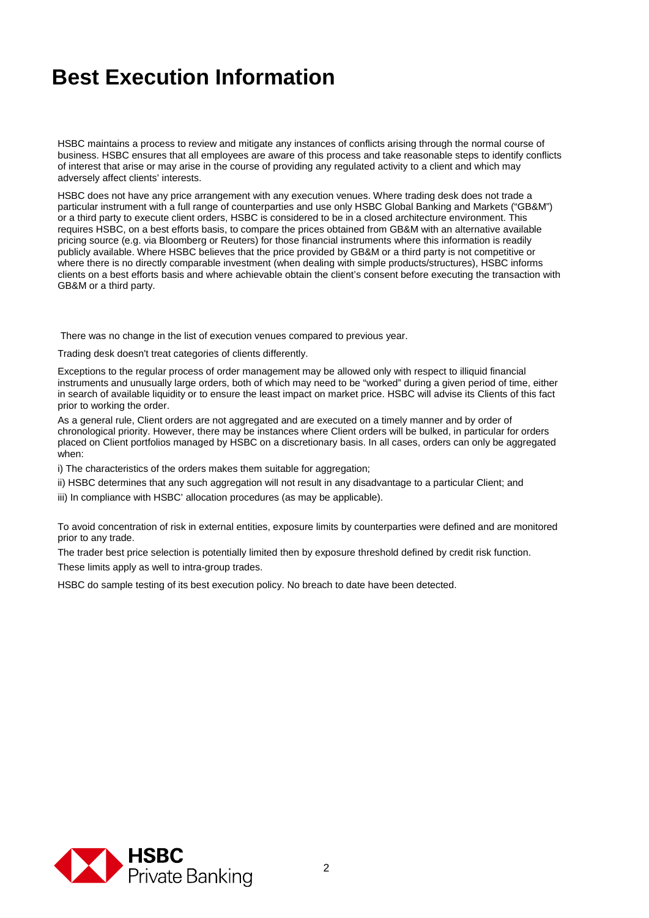# Best Execution Information

HSBC maintains a process to review and mitigate any instances of conflicts arising through the normal course of business. HSBC ensures that all employees are aware of this process and take reasonable steps to identify conflicts of interest that arise or may arise in the course of providing any regulated activity to a client and which may adversely affect clients' interests.

HSBC does not have any price arrangement with any execution venues. Where trading desk does not trade a particular instrument with a full range of counterparties and use only HSBC Global Banking and Markets ("GB&M") or a third party to execute client orders, HSBC is considered to be in a closed architecture environment. This requires HSBC, on a best efforts basis, to compare the prices obtained from GB&M with an alternative available pricing source (e.g. via Bloomberg or Reuters) for those financial instruments where this information is readily publicly available. Where HSBC believes that the price provided by GB&M or a third party is not competitive or where there is no directly comparable investment (when dealing with simple products/structures), HSBC informs clients on a best efforts basis and where achievable obtain the client's consent before executing the transaction with GB&M or a third party.

There was no change in the list of execution venues compared to previous year.

Trading desk doesn't treat categories of clients differently.

Exceptions to the regular process of order management may be allowed only with respect to illiquid financial instruments and unusually large orders, both of which may need to be "worked" during a given period of time, either in search of available liquidity or to ensure the least impact on market price. HSBC will advise its Clients of this fact prior to working the order.

As a general rule, Client orders are not aggregated and are executed on a timely manner and by order of chronological priority. However, there may be instances where Client orders will be bulked, in particular for orders placed on Client portfolios managed by HSBC on a discretionary basis. In all cases, orders can only be aggregated when:

i) The characteristics of the orders makes them suitable for aggregation;

ii) HSBC determines that any such aggregation will not result in any disadvantage to a particular Client; and

iii) In compliance with HSBC' allocation procedures (as may be applicable).

To avoid concentration of risk in external entities, exposure limits by counterparties were defined and are monitored prior to any trade.

The trader best price selection is potentially limited then by exposure threshold defined by credit risk function.

These limits apply as well to intra-group trades.

HSBC do sample testing of its best execution policy. No breach to date have been detected.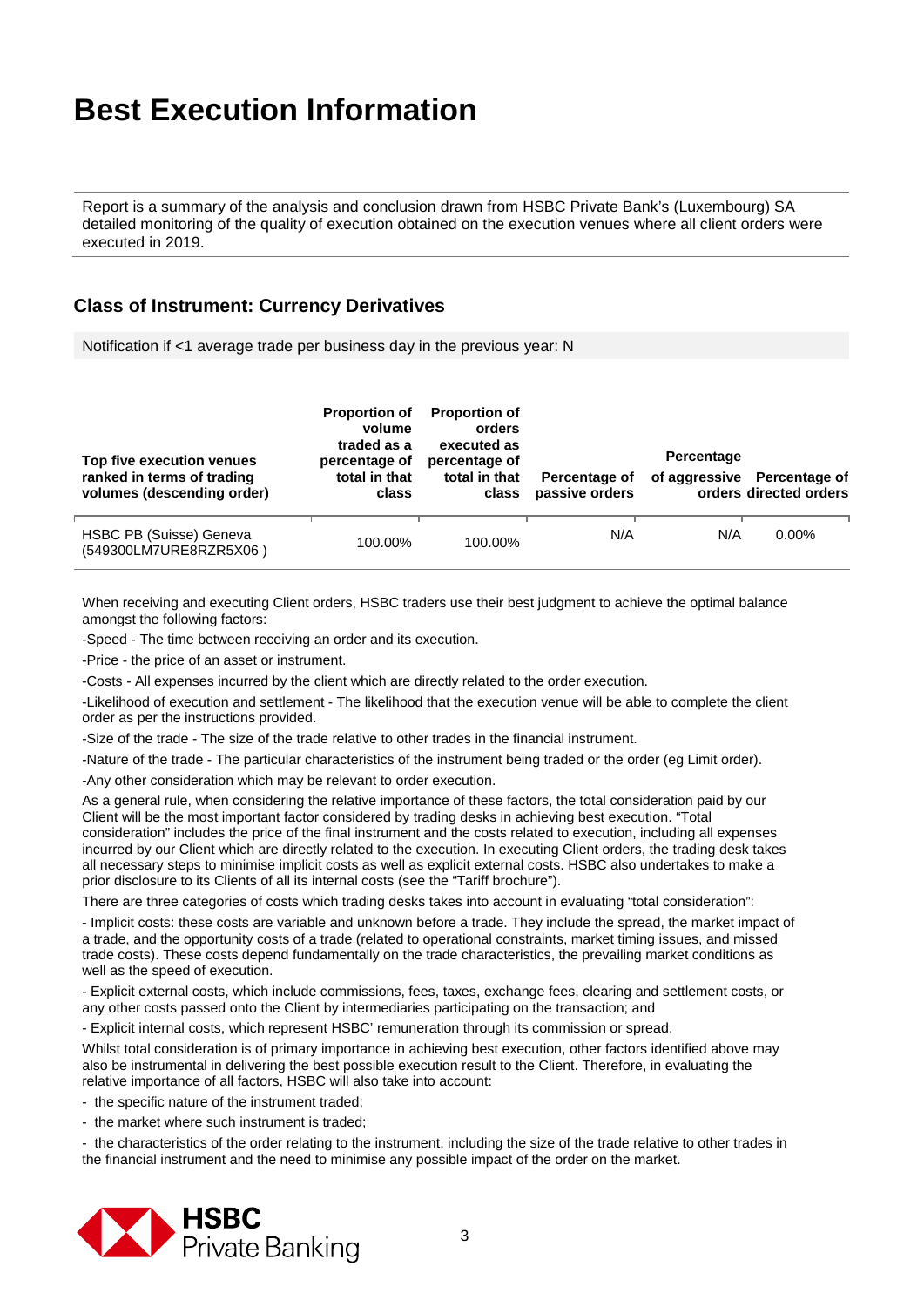# Best Execution Information

Report is a summary of the analysis and conclusion drawn from HSBC Private Bank's (Luxembourg) SA detailed monitoring of the quality of execution obtained on the execution venues where all client orders were executed in 2019.

## Class of Instrument: Currency Derivatives

Notification if <1 average trade per business day in the previous year: N

| Top five execution venues ranked in terms of trading volumes (descending order) | Proportion of volume traded as a percentage of total in that class | Proportion of orders executed as percentage of total in that class | Percentage of passive orders | Percentage of aggressive orders | Percentage of directed orders |
|---|---|---|---|---|---|
| HSBC PB (Suisse) Geneva (549300LM7URE8RZR5X06 ) | 100.00% | 100.00% | N/A | N/A | 0.00% |

When receiving and executing Client orders, HSBC traders use their best judgment to achieve the optimal balance amongst the following factors:

-Speed - The time between receiving an order and its execution.

-Price - the price of an asset or instrument.

-Costs - All expenses incurred by the client which are directly related to the order execution.

-Likelihood of execution and settlement - The likelihood that the execution venue will be able to complete the client order as per the instructions provided.

-Size of the trade - The size of the trade relative to other trades in the financial instrument.

-Nature of the trade - The particular characteristics of the instrument being traded or the order (eg Limit order).

-Any other consideration which may be relevant to order execution.

As a general rule, when considering the relative importance of these factors, the total consideration paid by our Client will be the most important factor considered by trading desks in achieving best execution. "Total consideration" includes the price of the final instrument and the costs related to execution, including all expenses incurred by our Client which are directly related to the execution. In executing Client orders, the trading desk takes all necessary steps to minimise implicit costs as well as explicit external costs. HSBC also undertakes to make a prior disclosure to its Clients of all its internal costs (see the "Tariff brochure").

There are three categories of costs which trading desks takes into account in evaluating "total consideration":

- Implicit costs: these costs are variable and unknown before a trade. They include the spread, the market impact of a trade, and the opportunity costs of a trade (related to operational constraints, market timing issues, and missed trade costs). These costs depend fundamentally on the trade characteristics, the prevailing market conditions as well as the speed of execution.

- Explicit external costs, which include commissions, fees, taxes, exchange fees, clearing and settlement costs, or any other costs passed onto the Client by intermediaries participating on the transaction; and

- Explicit internal costs, which represent HSBC' remuneration through its commission or spread.

Whilst total consideration is of primary importance in achieving best execution, other factors identified above may also be instrumental in delivering the best possible execution result to the Client. Therefore, in evaluating the relative importance of all factors, HSBC will also take into account:

- the specific nature of the instrument traded;
- the market where such instrument is traded;
- the characteristics of the order relating to the instrument, including the size of the trade relative to other trades in the financial instrument and the need to minimise any possible impact of the order on the market.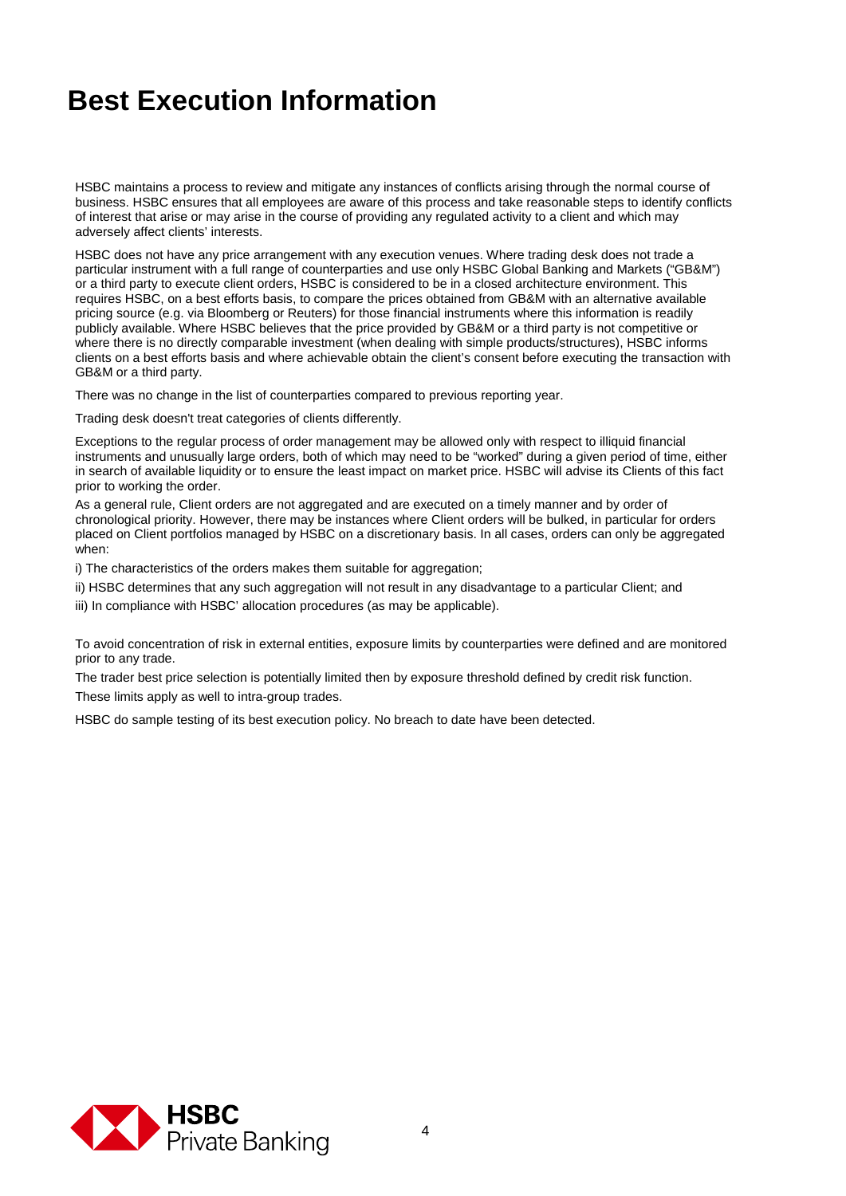# Best Execution Information

HSBC maintains a process to review and mitigate any instances of conflicts arising through the normal course of business. HSBC ensures that all employees are aware of this process and take reasonable steps to identify conflicts of interest that arise or may arise in the course of providing any regulated activity to a client and which may adversely affect clients' interests.

HSBC does not have any price arrangement with any execution venues. Where trading desk does not trade a particular instrument with a full range of counterparties and use only HSBC Global Banking and Markets ("GB&M") or a third party to execute client orders, HSBC is considered to be in a closed architecture environment. This requires HSBC, on a best efforts basis, to compare the prices obtained from GB&M with an alternative available pricing source (e.g. via Bloomberg or Reuters) for those financial instruments where this information is readily publicly available. Where HSBC believes that the price provided by GB&M or a third party is not competitive or where there is no directly comparable investment (when dealing with simple products/structures), HSBC informs clients on a best efforts basis and where achievable obtain the client's consent before executing the transaction with GB&M or a third party.

There was no change in the list of counterparties compared to previous reporting year.

Trading desk doesn't treat categories of clients differently.

Exceptions to the regular process of order management may be allowed only with respect to illiquid financial instruments and unusually large orders, both of which may need to be "worked" during a given period of time, either in search of available liquidity or to ensure the least impact on market price. HSBC will advise its Clients of this fact prior to working the order.

As a general rule, Client orders are not aggregated and are executed on a timely manner and by order of chronological priority. However, there may be instances where Client orders will be bulked, in particular for orders placed on Client portfolios managed by HSBC on a discretionary basis. In all cases, orders can only be aggregated when:

i) The characteristics of the orders makes them suitable for aggregation;

ii) HSBC determines that any such aggregation will not result in any disadvantage to a particular Client; and

iii) In compliance with HSBC' allocation procedures (as may be applicable).

To avoid concentration of risk in external entities, exposure limits by counterparties were defined and are monitored prior to any trade.

The trader best price selection is potentially limited then by exposure threshold defined by credit risk function.

These limits apply as well to intra-group trades.

HSBC do sample testing of its best execution policy. No breach to date have been detected.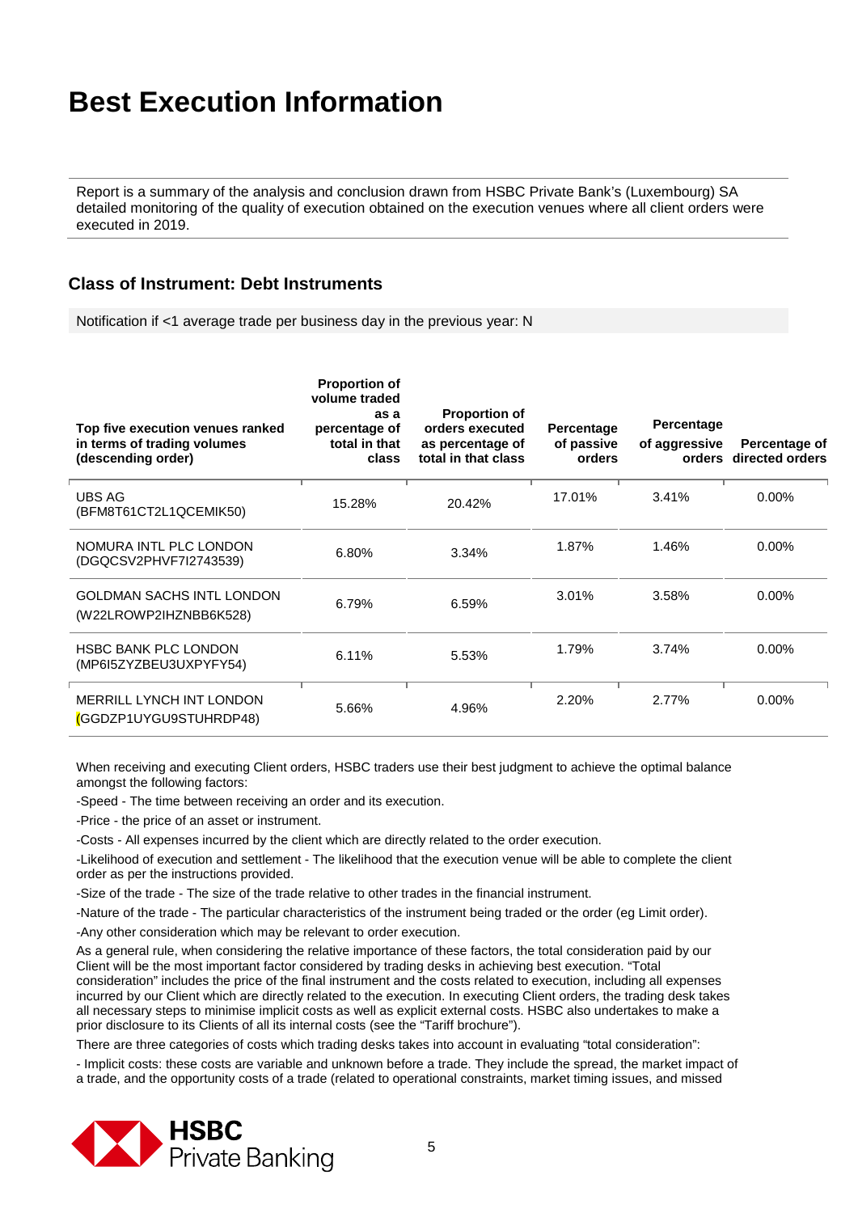# Best Execution Information

Report is a summary of the analysis and conclusion drawn from HSBC Private Bank's (Luxembourg) SA detailed monitoring of the quality of execution obtained on the execution venues where all client orders were executed in 2019.

## Class of Instrument: Debt Instruments

Notification if <1 average trade per business day in the previous year: N

| Top five execution venues ranked in terms of trading volumes (descending order) | Proportion of volume traded as a percentage of total in that class | Proportion of orders executed as percentage of total in that class | Percentage of passive orders | Percentage of aggressive orders | Percentage of directed orders |
|---|---|---|---|---|---|
| UBS AG (BFM8T61CT2L1QCEMIK50) | 15.28% | 20.42% | 17.01% | 3.41% | 0.00% |
| NOMURA INTL PLC LONDON (DGQCSV2PHVF7I2743539) | 6.80% | 3.34% | 1.87% | 1.46% | 0.00% |
| GOLDMAN SACHS INTL LONDON (W22LROWP2IHZNBB6K528) | 6.79% | 6.59% | 3.01% | 3.58% | 0.00% |
| HSBC BANK PLC LONDON (MP6I5ZYZBEU3UXPYFY54) | 6.11% | 5.53% | 1.79% | 3.74% | 0.00% |
| MERRILL LYNCH INT LONDON (GGDZP1UYGU9STUHRDP48) | 5.66% | 4.96% | 2.20% | 2.77% | 0.00% |

When receiving and executing Client orders, HSBC traders use their best judgment to achieve the optimal balance amongst the following factors:

-Speed - The time between receiving an order and its execution.

-Price - the price of an asset or instrument.

-Costs - All expenses incurred by the client which are directly related to the order execution.

-Likelihood of execution and settlement - The likelihood that the execution venue will be able to complete the client order as per the instructions provided.

-Size of the trade - The size of the trade relative to other trades in the financial instrument.

-Nature of the trade - The particular characteristics of the instrument being traded or the order (eg Limit order).

-Any other consideration which may be relevant to order execution.

As a general rule, when considering the relative importance of these factors, the total consideration paid by our Client will be the most important factor considered by trading desks in achieving best execution. "Total consideration" includes the price of the final instrument and the costs related to execution, including all expenses incurred by our Client which are directly related to the execution. In executing Client orders, the trading desk takes all necessary steps to minimise implicit costs as well as explicit external costs. HSBC also undertakes to make a prior disclosure to its Clients of all its internal costs (see the "Tariff brochure").

There are three categories of costs which trading desks takes into account in evaluating "total consideration":

- Implicit costs: these costs are variable and unknown before a trade. They include the spread, the market impact of a trade, and the opportunity costs of a trade (related to operational constraints, market timing issues, and missed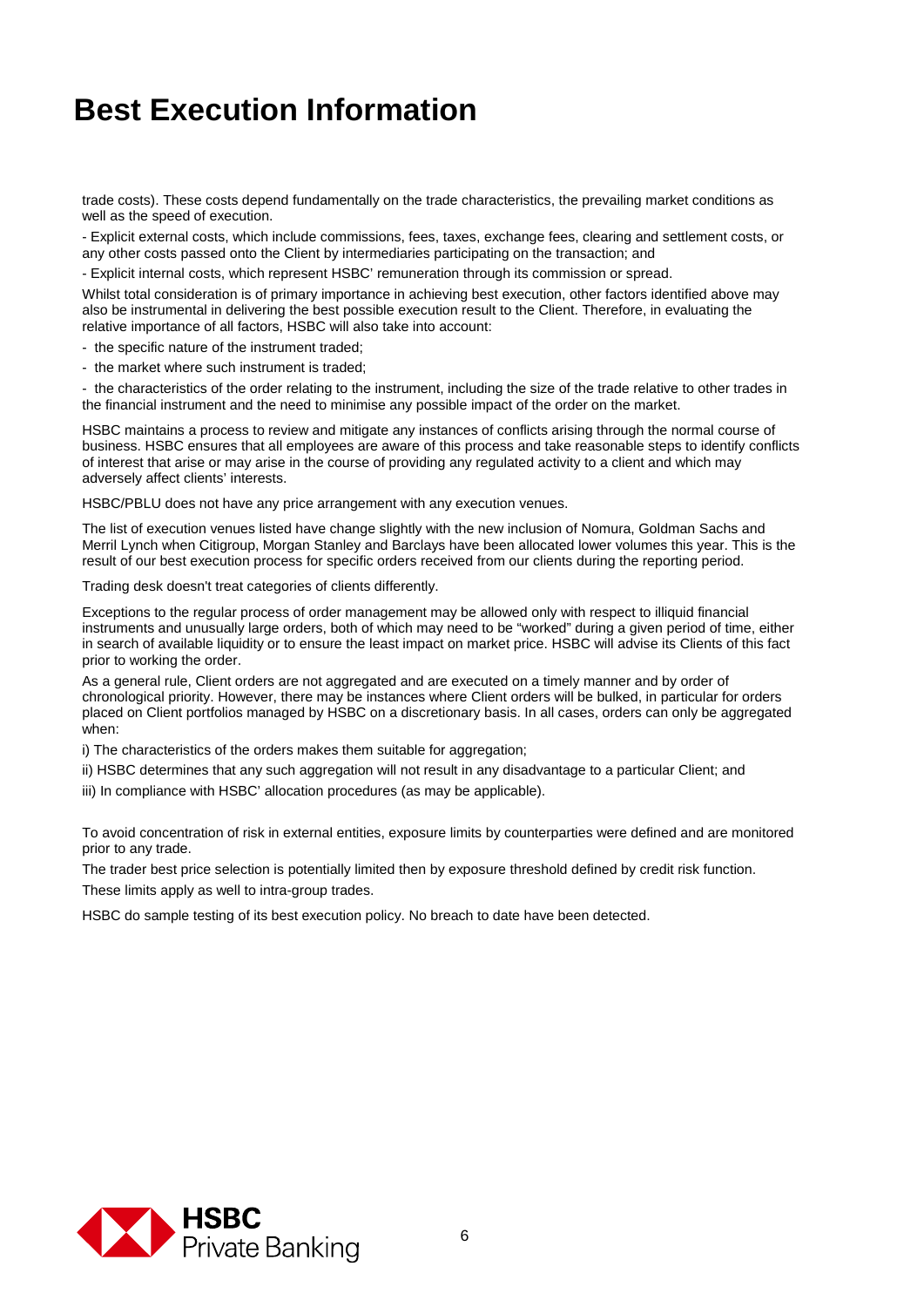# Best Execution Information

trade costs). These costs depend fundamentally on the trade characteristics, the prevailing market conditions as well as the speed of execution.

- Explicit external costs, which include commissions, fees, taxes, exchange fees, clearing and settlement costs, or any other costs passed onto the Client by intermediaries participating on the transaction; and
- Explicit internal costs, which represent HSBC' remuneration through its commission or spread.

Whilst total consideration is of primary importance in achieving best execution, other factors identified above may also be instrumental in delivering the best possible execution result to the Client. Therefore, in evaluating the relative importance of all factors, HSBC will also take into account:

- the specific nature of the instrument traded;
- the market where such instrument is traded;
- the characteristics of the order relating to the instrument, including the size of the trade relative to other trades in the financial instrument and the need to minimise any possible impact of the order on the market.

HSBC maintains a process to review and mitigate any instances of conflicts arising through the normal course of business. HSBC ensures that all employees are aware of this process and take reasonable steps to identify conflicts of interest that arise or may arise in the course of providing any regulated activity to a client and which may adversely affect clients' interests.

HSBC/PBLU does not have any price arrangement with any execution venues.

The list of execution venues listed have change slightly with the new inclusion of Nomura, Goldman Sachs and Merril Lynch when Citigroup, Morgan Stanley and Barclays have been allocated lower volumes this year. This is the result of our best execution process for specific orders received from our clients during the reporting period.

Trading desk doesn't treat categories of clients differently.

Exceptions to the regular process of order management may be allowed only with respect to illiquid financial instruments and unusually large orders, both of which may need to be "worked" during a given period of time, either in search of available liquidity or to ensure the least impact on market price. HSBC will advise its Clients of this fact prior to working the order.

As a general rule, Client orders are not aggregated and are executed on a timely manner and by order of chronological priority. However, there may be instances where Client orders will be bulked, in particular for orders placed on Client portfolios managed by HSBC on a discretionary basis. In all cases, orders can only be aggregated when:

i) The characteristics of the orders makes them suitable for aggregation;

ii) HSBC determines that any such aggregation will not result in any disadvantage to a particular Client; and

iii) In compliance with HSBC' allocation procedures (as may be applicable).

To avoid concentration of risk in external entities, exposure limits by counterparties were defined and are monitored prior to any trade.

The trader best price selection is potentially limited then by exposure threshold defined by credit risk function.

These limits apply as well to intra-group trades.

HSBC do sample testing of its best execution policy. No breach to date have been detected.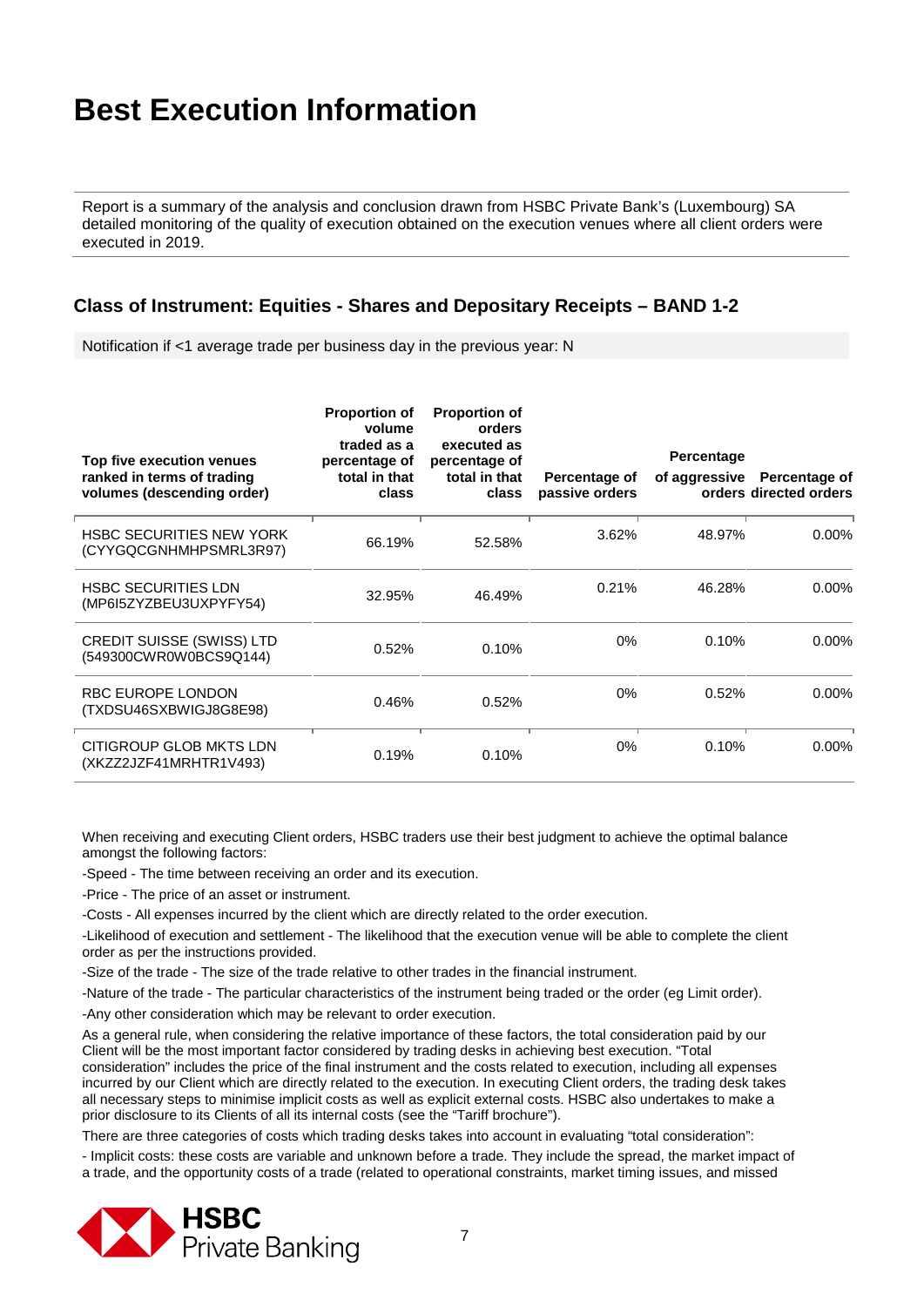# Best Execution Information

Report is a summary of the analysis and conclusion drawn from HSBC Private Bank's (Luxembourg) SA detailed monitoring of the quality of execution obtained on the execution venues where all client orders were executed in 2019.

## Class of Instrument: Equities - Shares and Depositary Receipts – BAND 1-2

Notification if <1 average trade per business day in the previous year: N

| Top five execution venues ranked in terms of trading volumes (descending order) | Proportion of volume traded as a percentage of total in that class | Proportion of orders executed as percentage of total in that class | Percentage of passive orders | Percentage of aggressive orders | Percentage of directed orders |
|---|---|---|---|---|---|
| HSBC SECURITIES NEW YORK (CYYGQCGNHMHPSMRL3R97) | 66.19% | 52.58% | 3.62% | 48.97% | 0.00% |
| HSBC SECURITIES LDN (MP6I5ZYZBEU3UXPYFY54) | 32.95% | 46.49% | 0.21% | 46.28% | 0.00% |
| CREDIT SUISSE (SWISS) LTD (549300CWR0W0BCS9Q144) | 0.52% | 0.10% | 0% | 0.10% | 0.00% |
| RBC EUROPE LONDON (TXDSU46SXBWIGJ8G8E98) | 0.46% | 0.52% | 0% | 0.52% | 0.00% |
| CITIGROUP GLOB MKTS LDN (XKZZ2JZF41MRHTR1V493) | 0.19% | 0.10% | 0% | 0.10% | 0.00% |

When receiving and executing Client orders, HSBC traders use their best judgment to achieve the optimal balance amongst the following factors:

-Speed - The time between receiving an order and its execution.

-Price - The price of an asset or instrument.

-Costs - All expenses incurred by the client which are directly related to the order execution.

-Likelihood of execution and settlement - The likelihood that the execution venue will be able to complete the client order as per the instructions provided.

-Size of the trade - The size of the trade relative to other trades in the financial instrument.

-Nature of the trade - The particular characteristics of the instrument being traded or the order (eg Limit order).

-Any other consideration which may be relevant to order execution.

As a general rule, when considering the relative importance of these factors, the total consideration paid by our Client will be the most important factor considered by trading desks in achieving best execution. "Total consideration" includes the price of the final instrument and the costs related to execution, including all expenses incurred by our Client which are directly related to the execution. In executing Client orders, the trading desk takes all necessary steps to minimise implicit costs as well as explicit external costs. HSBC also undertakes to make a prior disclosure to its Clients of all its internal costs (see the "Tariff brochure").

There are three categories of costs which trading desks takes into account in evaluating "total consideration":

- Implicit costs: these costs are variable and unknown before a trade. They include the spread, the market impact of a trade, and the opportunity costs of a trade (related to operational constraints, market timing issues, and missed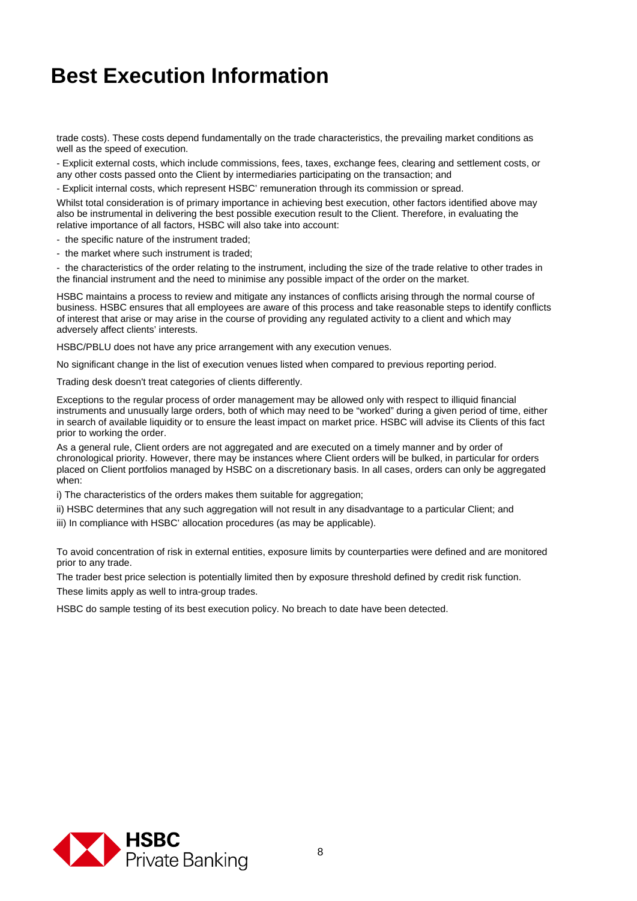# Best Execution Information

trade costs). These costs depend fundamentally on the trade characteristics, the prevailing market conditions as well as the speed of execution.

- Explicit external costs, which include commissions, fees, taxes, exchange fees, clearing and settlement costs, or any other costs passed onto the Client by intermediaries participating on the transaction; and
- Explicit internal costs, which represent HSBC' remuneration through its commission or spread.

Whilst total consideration is of primary importance in achieving best execution, other factors identified above may also be instrumental in delivering the best possible execution result to the Client. Therefore, in evaluating the relative importance of all factors, HSBC will also take into account:

- the specific nature of the instrument traded;
- the market where such instrument is traded;
- the characteristics of the order relating to the instrument, including the size of the trade relative to other trades in the financial instrument and the need to minimise any possible impact of the order on the market.

HSBC maintains a process to review and mitigate any instances of conflicts arising through the normal course of business. HSBC ensures that all employees are aware of this process and take reasonable steps to identify conflicts of interest that arise or may arise in the course of providing any regulated activity to a client and which may adversely affect clients' interests.

HSBC/PBLU does not have any price arrangement with any execution venues.

No significant change in the list of execution venues listed when compared to previous reporting period.

Trading desk doesn't treat categories of clients differently.

Exceptions to the regular process of order management may be allowed only with respect to illiquid financial instruments and unusually large orders, both of which may need to be "worked" during a given period of time, either in search of available liquidity or to ensure the least impact on market price. HSBC will advise its Clients of this fact prior to working the order.

As a general rule, Client orders are not aggregated and are executed on a timely manner and by order of chronological priority. However, there may be instances where Client orders will be bulked, in particular for orders placed on Client portfolios managed by HSBC on a discretionary basis. In all cases, orders can only be aggregated when:

i) The characteristics of the orders makes them suitable for aggregation;

ii) HSBC determines that any such aggregation will not result in any disadvantage to a particular Client; and

iii) In compliance with HSBC' allocation procedures (as may be applicable).

To avoid concentration of risk in external entities, exposure limits by counterparties were defined and are monitored prior to any trade.

The trader best price selection is potentially limited then by exposure threshold defined by credit risk function.

These limits apply as well to intra-group trades.

HSBC do sample testing of its best execution policy. No breach to date have been detected.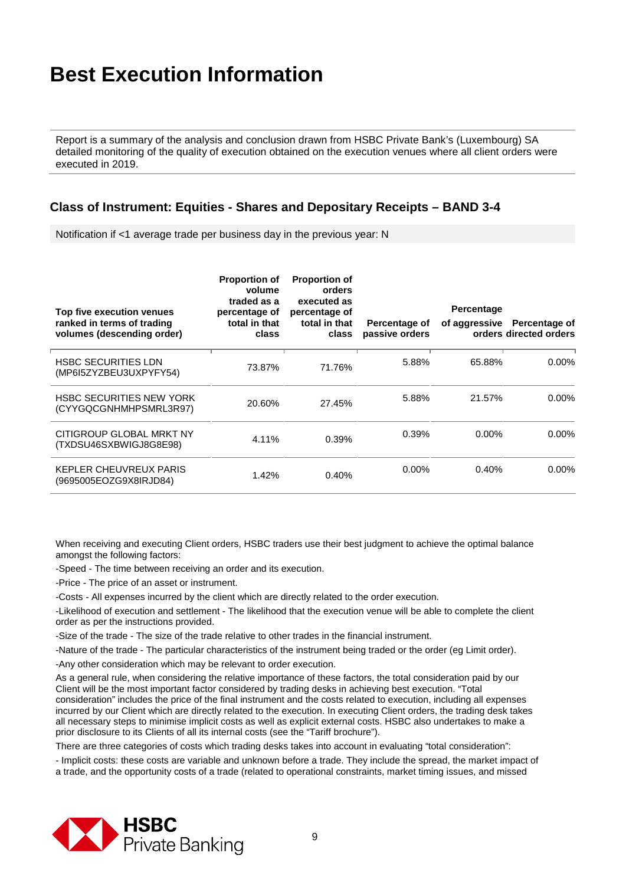# Best Execution Information

Report is a summary of the analysis and conclusion drawn from HSBC Private Bank's (Luxembourg) SA detailed monitoring of the quality of execution obtained on the execution venues where all client orders were executed in 2019.

## Class of Instrument: Equities - Shares and Depositary Receipts – BAND 3-4

Notification if <1 average trade per business day in the previous year: N

| Top five execution venues ranked in terms of trading volumes (descending order) | Proportion of volume traded as a percentage of total in that class | Proportion of orders executed as percentage of total in that class | Percentage of passive orders | Percentage of aggressive orders | Percentage of directed orders |
|---|---|---|---|---|---|
| HSBC SECURITIES LDN (MP6I5ZYZBEU3UXPYFY54) | 73.87% | 71.76% | 5.88% | 65.88% | 0.00% |
| HSBC SECURITIES NEW YORK (CYYGQCGNHMHPSMRL3R97) | 20.60% | 27.45% | 5.88% | 21.57% | 0.00% |
| CITIGROUP GLOBAL MRKT NY (TXDSU46SXBWIGJ8G8E98) | 4.11% | 0.39% | 0.39% | 0.00% | 0.00% |
| KEPLER CHEUVREUX PARIS (9695005EOZG9X8IRJD84) | 1.42% | 0.40% | 0.00% | 0.40% | 0.00% |

When receiving and executing Client orders, HSBC traders use their best judgment to achieve the optimal balance amongst the following factors:

-Speed - The time between receiving an order and its execution.

-Price - The price of an asset or instrument.

-Costs - All expenses incurred by the client which are directly related to the order execution.

-Likelihood of execution and settlement - The likelihood that the execution venue will be able to complete the client order as per the instructions provided.

-Size of the trade - The size of the trade relative to other trades in the financial instrument.

-Nature of the trade - The particular characteristics of the instrument being traded or the order (eg Limit order).

-Any other consideration which may be relevant to order execution.

As a general rule, when considering the relative importance of these factors, the total consideration paid by our Client will be the most important factor considered by trading desks in achieving best execution. "Total consideration" includes the price of the final instrument and the costs related to execution, including all expenses incurred by our Client which are directly related to the execution. In executing Client orders, the trading desk takes all necessary steps to minimise implicit costs as well as explicit external costs. HSBC also undertakes to make a prior disclosure to its Clients of all its internal costs (see the "Tariff brochure").

There are three categories of costs which trading desks takes into account in evaluating "total consideration":

- Implicit costs: these costs are variable and unknown before a trade. They include the spread, the market impact of a trade, and the opportunity costs of a trade (related to operational constraints, market timing issues, and missed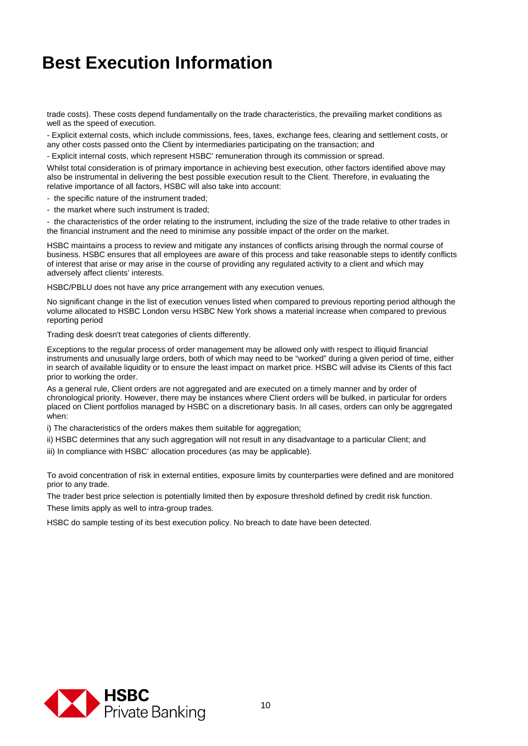# Best Execution Information

trade costs). These costs depend fundamentally on the trade characteristics, the prevailing market conditions as well as the speed of execution.

- Explicit external costs, which include commissions, fees, taxes, exchange fees, clearing and settlement costs, or any other costs passed onto the Client by intermediaries participating on the transaction; and
- Explicit internal costs, which represent HSBC' remuneration through its commission or spread.

Whilst total consideration is of primary importance in achieving best execution, other factors identified above may also be instrumental in delivering the best possible execution result to the Client. Therefore, in evaluating the relative importance of all factors, HSBC will also take into account:

- the specific nature of the instrument traded;
- the market where such instrument is traded;
- the characteristics of the order relating to the instrument, including the size of the trade relative to other trades in the financial instrument and the need to minimise any possible impact of the order on the market.

HSBC maintains a process to review and mitigate any instances of conflicts arising through the normal course of business. HSBC ensures that all employees are aware of this process and take reasonable steps to identify conflicts of interest that arise or may arise in the course of providing any regulated activity to a client and which may adversely affect clients' interests.

HSBC/PBLU does not have any price arrangement with any execution venues.

No significant change in the list of execution venues listed when compared to previous reporting period although the volume allocated to HSBC London versu HSBC New York shows a material increase when compared to previous reporting period

Trading desk doesn't treat categories of clients differently.

Exceptions to the regular process of order management may be allowed only with respect to illiquid financial instruments and unusually large orders, both of which may need to be "worked" during a given period of time, either in search of available liquidity or to ensure the least impact on market price. HSBC will advise its Clients of this fact prior to working the order.

As a general rule, Client orders are not aggregated and are executed on a timely manner and by order of chronological priority. However, there may be instances where Client orders will be bulked, in particular for orders placed on Client portfolios managed by HSBC on a discretionary basis. In all cases, orders can only be aggregated when:

i) The characteristics of the orders makes them suitable for aggregation;

ii) HSBC determines that any such aggregation will not result in any disadvantage to a particular Client; and

iii) In compliance with HSBC' allocation procedures (as may be applicable).

To avoid concentration of risk in external entities, exposure limits by counterparties were defined and are monitored prior to any trade.

The trader best price selection is potentially limited then by exposure threshold defined by credit risk function.

These limits apply as well to intra-group trades.

HSBC do sample testing of its best execution policy. No breach to date have been detected.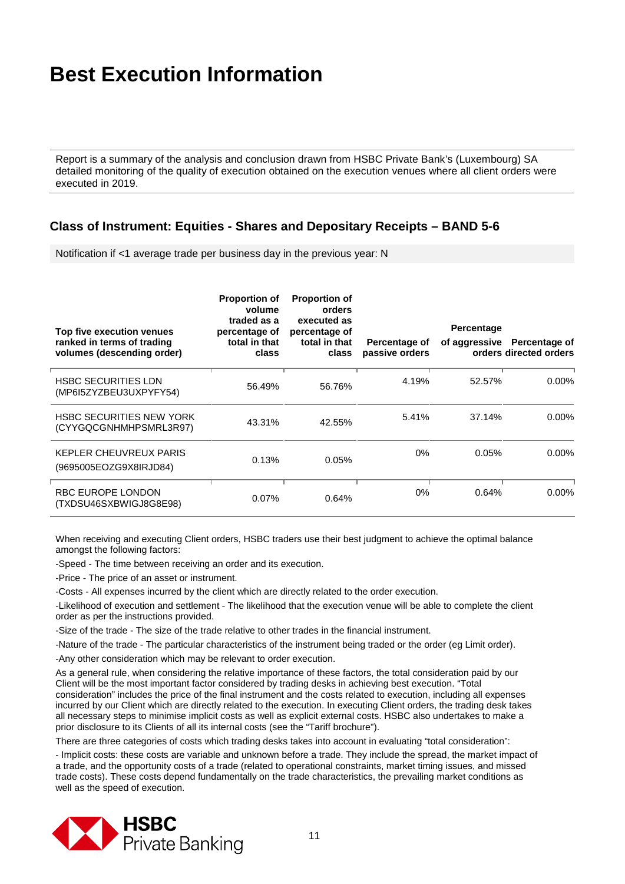# Best Execution Information

Report is a summary of the analysis and conclusion drawn from HSBC Private Bank's (Luxembourg) SA detailed monitoring of the quality of execution obtained on the execution venues where all client orders were executed in 2019.

## Class of Instrument: Equities - Shares and Depositary Receipts – BAND 5-6

Notification if <1 average trade per business day in the previous year: N

| Top five execution venues ranked in terms of trading volumes (descending order) | Proportion of volume traded as a percentage of total in that class | Proportion of orders executed as percentage of total in that class | Percentage of passive orders | Percentage of aggressive orders | Percentage of directed orders |
|---|---|---|---|---|---|
| HSBC SECURITIES LDN (MP6I5ZYZBEU3UXPYFY54) | 56.49% | 56.76% | 4.19% | 52.57% | 0.00% |
| HSBC SECURITIES NEW YORK (CYYGQCGNHMHPSMRL3R97) | 43.31% | 42.55% | 5.41% | 37.14% | 0.00% |
| KEPLER CHEUVREUX PARIS (9695005EOZG9X8IRJD84) | 0.13% | 0.05% | 0% | 0.05% | 0.00% |
| RBC EUROPE LONDON (TXDSU46SXBWIGJ8G8E98) | 0.07% | 0.64% | 0% | 0.64% | 0.00% |

When receiving and executing Client orders, HSBC traders use their best judgment to achieve the optimal balance amongst the following factors:

-Speed - The time between receiving an order and its execution.

-Price - The price of an asset or instrument.

-Costs - All expenses incurred by the client which are directly related to the order execution.

-Likelihood of execution and settlement - The likelihood that the execution venue will be able to complete the client order as per the instructions provided.

-Size of the trade - The size of the trade relative to other trades in the financial instrument.

-Nature of the trade - The particular characteristics of the instrument being traded or the order (eg Limit order).

-Any other consideration which may be relevant to order execution.

As a general rule, when considering the relative importance of these factors, the total consideration paid by our Client will be the most important factor considered by trading desks in achieving best execution. "Total consideration" includes the price of the final instrument and the costs related to execution, including all expenses incurred by our Client which are directly related to the execution. In executing Client orders, the trading desk takes all necessary steps to minimise implicit costs as well as explicit external costs. HSBC also undertakes to make a prior disclosure to its Clients of all its internal costs (see the "Tariff brochure").

There are three categories of costs which trading desks takes into account in evaluating "total consideration":

- Implicit costs: these costs are variable and unknown before a trade. They include the spread, the market impact of a trade, and the opportunity costs of a trade (related to operational constraints, market timing issues, and missed trade costs). These costs depend fundamentally on the trade characteristics, the prevailing market conditions as well as the speed of execution.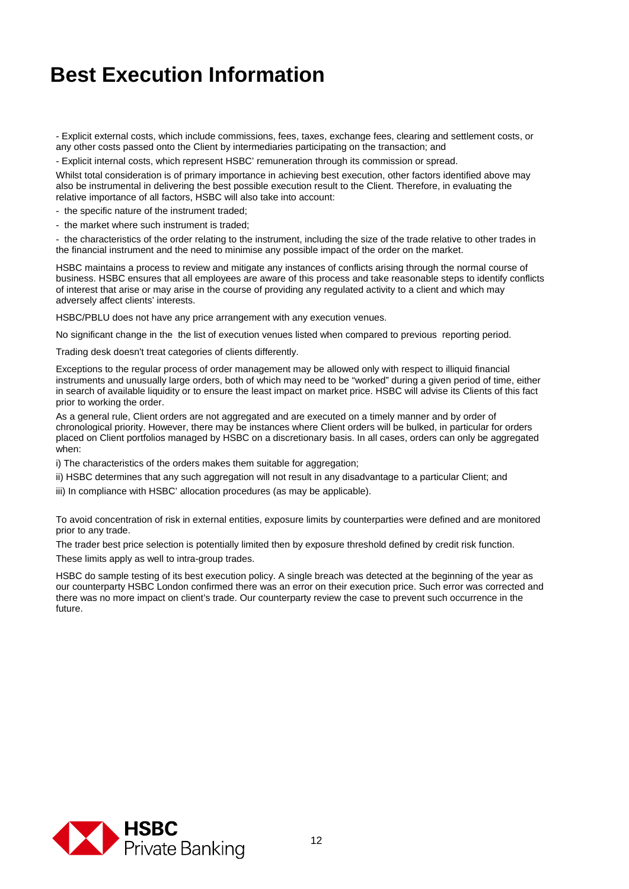# Best Execution Information

- Explicit external costs, which include commissions, fees, taxes, exchange fees, clearing and settlement costs, or any other costs passed onto the Client by intermediaries participating on the transaction; and

- Explicit internal costs, which represent HSBC' remuneration through its commission or spread.

Whilst total consideration is of primary importance in achieving best execution, other factors identified above may also be instrumental in delivering the best possible execution result to the Client. Therefore, in evaluating the relative importance of all factors, HSBC will also take into account:

- the specific nature of the instrument traded;
- the market where such instrument is traded;
- the characteristics of the order relating to the instrument, including the size of the trade relative to other trades in the financial instrument and the need to minimise any possible impact of the order on the market.

HSBC maintains a process to review and mitigate any instances of conflicts arising through the normal course of business. HSBC ensures that all employees are aware of this process and take reasonable steps to identify conflicts of interest that arise or may arise in the course of providing any regulated activity to a client and which may adversely affect clients' interests.

HSBC/PBLU does not have any price arrangement with any execution venues.

No significant change in the the list of execution venues listed when compared to previous reporting period.

Trading desk doesn't treat categories of clients differently.

Exceptions to the regular process of order management may be allowed only with respect to illiquid financial instruments and unusually large orders, both of which may need to be "worked" during a given period of time, either in search of available liquidity or to ensure the least impact on market price. HSBC will advise its Clients of this fact prior to working the order.

As a general rule, Client orders are not aggregated and are executed on a timely manner and by order of chronological priority. However, there may be instances where Client orders will be bulked, in particular for orders placed on Client portfolios managed by HSBC on a discretionary basis. In all cases, orders can only be aggregated when:

i) The characteristics of the orders makes them suitable for aggregation;

ii) HSBC determines that any such aggregation will not result in any disadvantage to a particular Client; and

iii) In compliance with HSBC' allocation procedures (as may be applicable).

To avoid concentration of risk in external entities, exposure limits by counterparties were defined and are monitored prior to any trade.

The trader best price selection is potentially limited then by exposure threshold defined by credit risk function.

These limits apply as well to intra-group trades.

HSBC do sample testing of its best execution policy. A single breach was detected at the beginning of the year as our counterparty HSBC London confirmed there was an error on their execution price. Such error was corrected and there was no more impact on client's trade. Our counterparty review the case to prevent such occurrence in the future.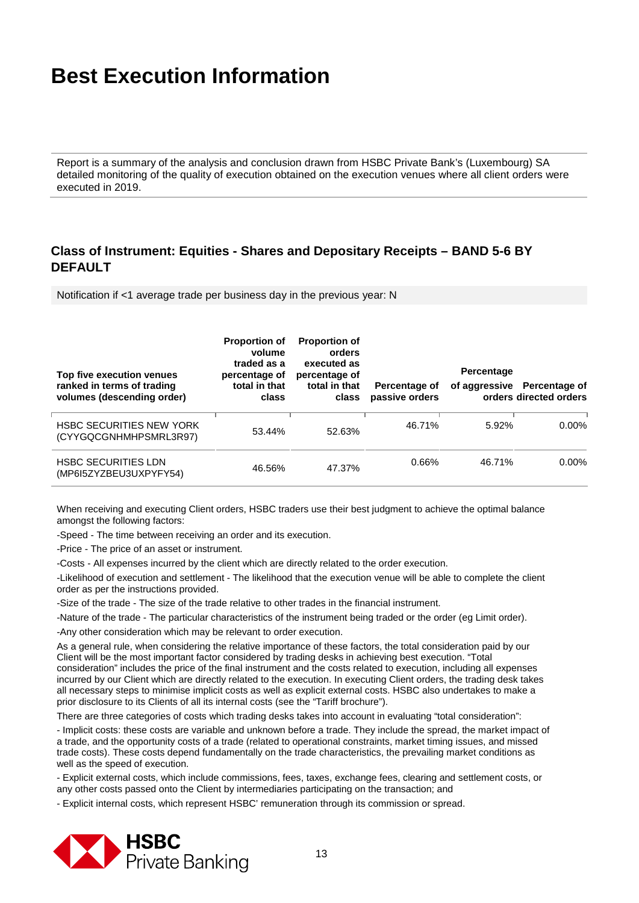# Best Execution Information

Report is a summary of the analysis and conclusion drawn from HSBC Private Bank's (Luxembourg) SA detailed monitoring of the quality of execution obtained on the execution venues where all client orders were executed in 2019.

## Class of Instrument: Equities - Shares and Depositary Receipts – BAND 5-6 BY DEFAULT

Notification if <1 average trade per business day in the previous year: N

| Top five execution venues ranked in terms of trading volumes (descending order) | Proportion of volume traded as a percentage of total in that class | Proportion of orders executed as percentage of total in that class | Percentage of passive orders | Percentage of aggressive orders | Percentage of directed orders |
|---|---|---|---|---|---|
| HSBC SECURITIES NEW YORK (CYYGQCGNHMHPSMRL3R97) | 53.44% | 52.63% | 46.71% | 5.92% | 0.00% |
| HSBC SECURITIES LDN (MP6I5ZYZBEU3UXPYFY54) | 46.56% | 47.37% | 0.66% | 46.71% | 0.00% |

When receiving and executing Client orders, HSBC traders use their best judgment to achieve the optimal balance amongst the following factors:

-Speed - The time between receiving an order and its execution.

-Price - The price of an asset or instrument.

-Costs - All expenses incurred by the client which are directly related to the order execution.

-Likelihood of execution and settlement - The likelihood that the execution venue will be able to complete the client order as per the instructions provided.

-Size of the trade - The size of the trade relative to other trades in the financial instrument.

-Nature of the trade - The particular characteristics of the instrument being traded or the order (eg Limit order).

-Any other consideration which may be relevant to order execution.

As a general rule, when considering the relative importance of these factors, the total consideration paid by our Client will be the most important factor considered by trading desks in achieving best execution. "Total consideration" includes the price of the final instrument and the costs related to execution, including all expenses incurred by our Client which are directly related to the execution. In executing Client orders, the trading desk takes all necessary steps to minimise implicit costs as well as explicit external costs. HSBC also undertakes to make a prior disclosure to its Clients of all its internal costs (see the "Tariff brochure").

There are three categories of costs which trading desks takes into account in evaluating "total consideration":

- Implicit costs: these costs are variable and unknown before a trade. They include the spread, the market impact of a trade, and the opportunity costs of a trade (related to operational constraints, market timing issues, and missed trade costs). These costs depend fundamentally on the trade characteristics, the prevailing market conditions as well as the speed of execution.

- Explicit external costs, which include commissions, fees, taxes, exchange fees, clearing and settlement costs, or any other costs passed onto the Client by intermediaries participating on the transaction; and

- Explicit internal costs, which represent HSBC' remuneration through its commission or spread.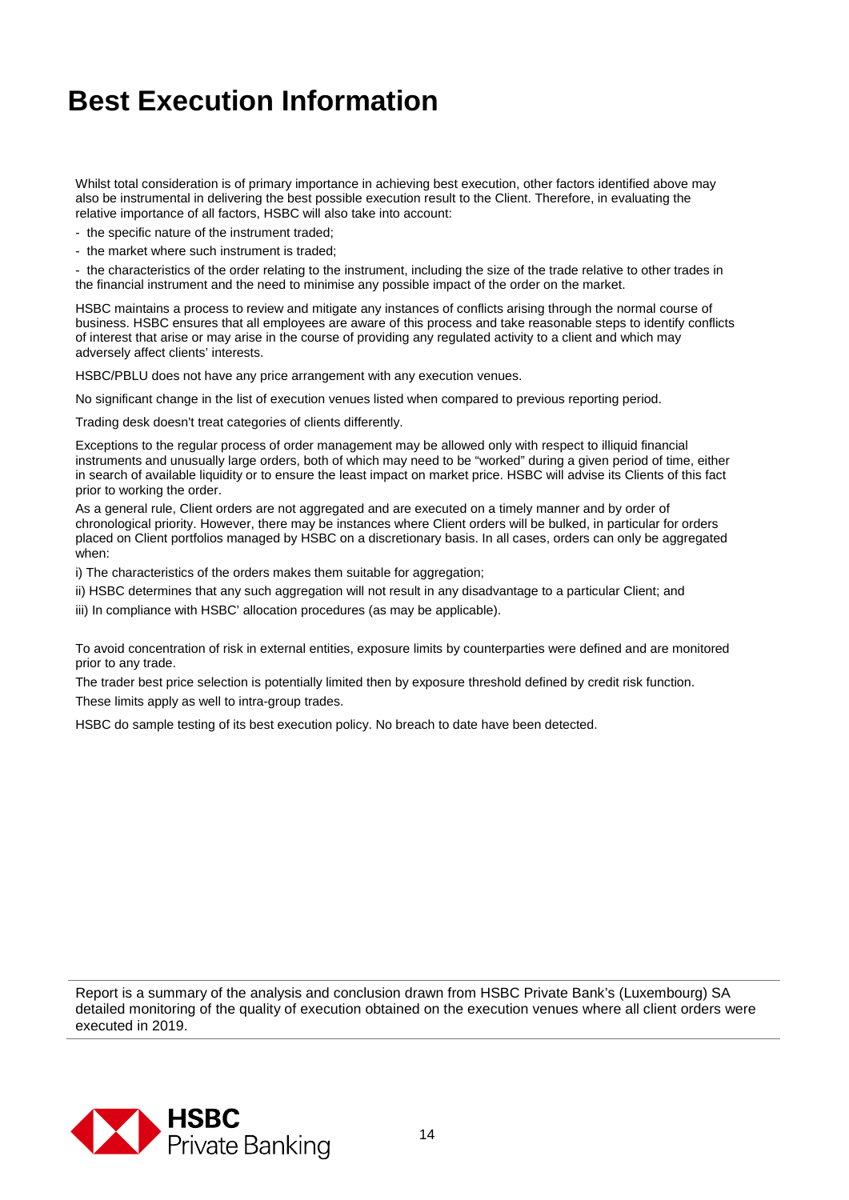# Best Execution Information

Whilst total consideration is of primary importance in achieving best execution, other factors identified above may also be instrumental in delivering the best possible execution result to the Client. Therefore, in evaluating the relative importance of all factors, HSBC will also take into account:

- the specific nature of the instrument traded;
- the market where such instrument is traded;
- the characteristics of the order relating to the instrument, including the size of the trade relative to other trades in the financial instrument and the need to minimise any possible impact of the order on the market.

HSBC maintains a process to review and mitigate any instances of conflicts arising through the normal course of business. HSBC ensures that all employees are aware of this process and take reasonable steps to identify conflicts of interest that arise or may arise in the course of providing any regulated activity to a client and which may adversely affect clients' interests.

HSBC/PBLU does not have any price arrangement with any execution venues.

No significant change in the list of execution venues listed when compared to previous reporting period.

Trading desk doesn't treat categories of clients differently.

Exceptions to the regular process of order management may be allowed only with respect to illiquid financial instruments and unusually large orders, both of which may need to be "worked" during a given period of time, either in search of available liquidity or to ensure the least impact on market price. HSBC will advise its Clients of this fact prior to working the order.

As a general rule, Client orders are not aggregated and are executed on a timely manner and by order of chronological priority. However, there may be instances where Client orders will be bulked, in particular for orders placed on Client portfolios managed by HSBC on a discretionary basis. In all cases, orders can only be aggregated when:

i) The characteristics of the orders makes them suitable for aggregation;

ii) HSBC determines that any such aggregation will not result in any disadvantage to a particular Client; and

iii) In compliance with HSBC' allocation procedures (as may be applicable).

To avoid concentration of risk in external entities, exposure limits by counterparties were defined and are monitored prior to any trade.

The trader best price selection is potentially limited then by exposure threshold defined by credit risk function.

These limits apply as well to intra-group trades.

HSBC do sample testing of its best execution policy. No breach to date have been detected.

Report is a summary of the analysis and conclusion drawn from HSBC Private Bank's (Luxembourg) SA detailed monitoring of the quality of execution obtained on the execution venues where all client orders were executed in 2019.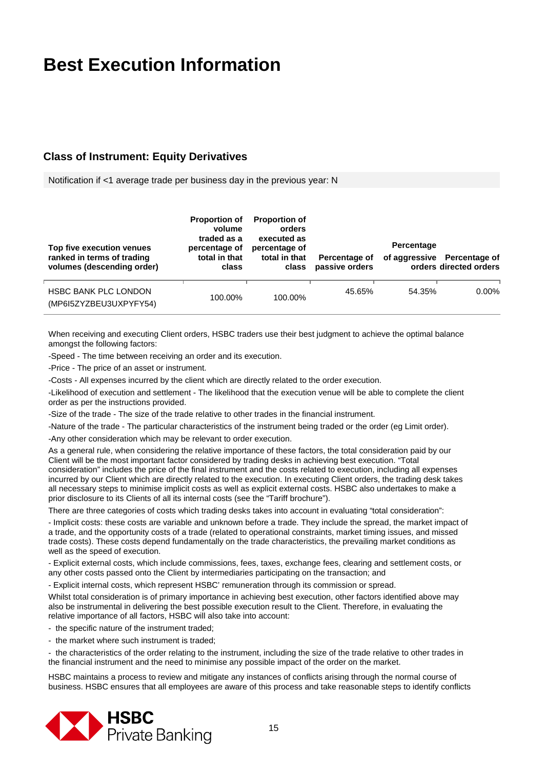# Best Execution Information

## Class of Instrument: Equity Derivatives

Notification if <1 average trade per business day in the previous year: N

| Top five execution venues ranked in terms of trading volumes (descending order) | Proportion of volume traded as a percentage of total in that class | Proportion of orders executed as percentage of total in that class | Percentage of passive orders | Percentage of aggressive orders | Percentage of directed orders |
|---|---|---|---|---|---|
| HSBC BANK PLC LONDON (MP6I5ZYZBEU3UXPYFY54) | 100.00% | 100.00% | 45.65% | 54.35% | 0.00% |

When receiving and executing Client orders, HSBC traders use their best judgment to achieve the optimal balance amongst the following factors:

-Speed - The time between receiving an order and its execution.

-Price - The price of an asset or instrument.

-Costs - All expenses incurred by the client which are directly related to the order execution.

-Likelihood of execution and settlement - The likelihood that the execution venue will be able to complete the client order as per the instructions provided.

-Size of the trade - The size of the trade relative to other trades in the financial instrument.

-Nature of the trade - The particular characteristics of the instrument being traded or the order (eg Limit order).

-Any other consideration which may be relevant to order execution.

As a general rule, when considering the relative importance of these factors, the total consideration paid by our Client will be the most important factor considered by trading desks in achieving best execution. "Total consideration" includes the price of the final instrument and the costs related to execution, including all expenses incurred by our Client which are directly related to the execution. In executing Client orders, the trading desk takes all necessary steps to minimise implicit costs as well as explicit external costs. HSBC also undertakes to make a prior disclosure to its Clients of all its internal costs (see the "Tariff brochure").

There are three categories of costs which trading desks takes into account in evaluating "total consideration":

- Implicit costs: these costs are variable and unknown before a trade. They include the spread, the market impact of a trade, and the opportunity costs of a trade (related to operational constraints, market timing issues, and missed trade costs). These costs depend fundamentally on the trade characteristics, the prevailing market conditions as well as the speed of execution.

- Explicit external costs, which include commissions, fees, taxes, exchange fees, clearing and settlement costs, or any other costs passed onto the Client by intermediaries participating on the transaction; and

- Explicit internal costs, which represent HSBC' remuneration through its commission or spread.

Whilst total consideration is of primary importance in achieving best execution, other factors identified above may also be instrumental in delivering the best possible execution result to the Client. Therefore, in evaluating the relative importance of all factors, HSBC will also take into account:

- the specific nature of the instrument traded;
- the market where such instrument is traded;
- the characteristics of the order relating to the instrument, including the size of the trade relative to other trades in the financial instrument and the need to minimise any possible impact of the order on the market.

HSBC maintains a process to review and mitigate any instances of conflicts arising through the normal course of business. HSBC ensures that all employees are aware of this process and take reasonable steps to identify conflicts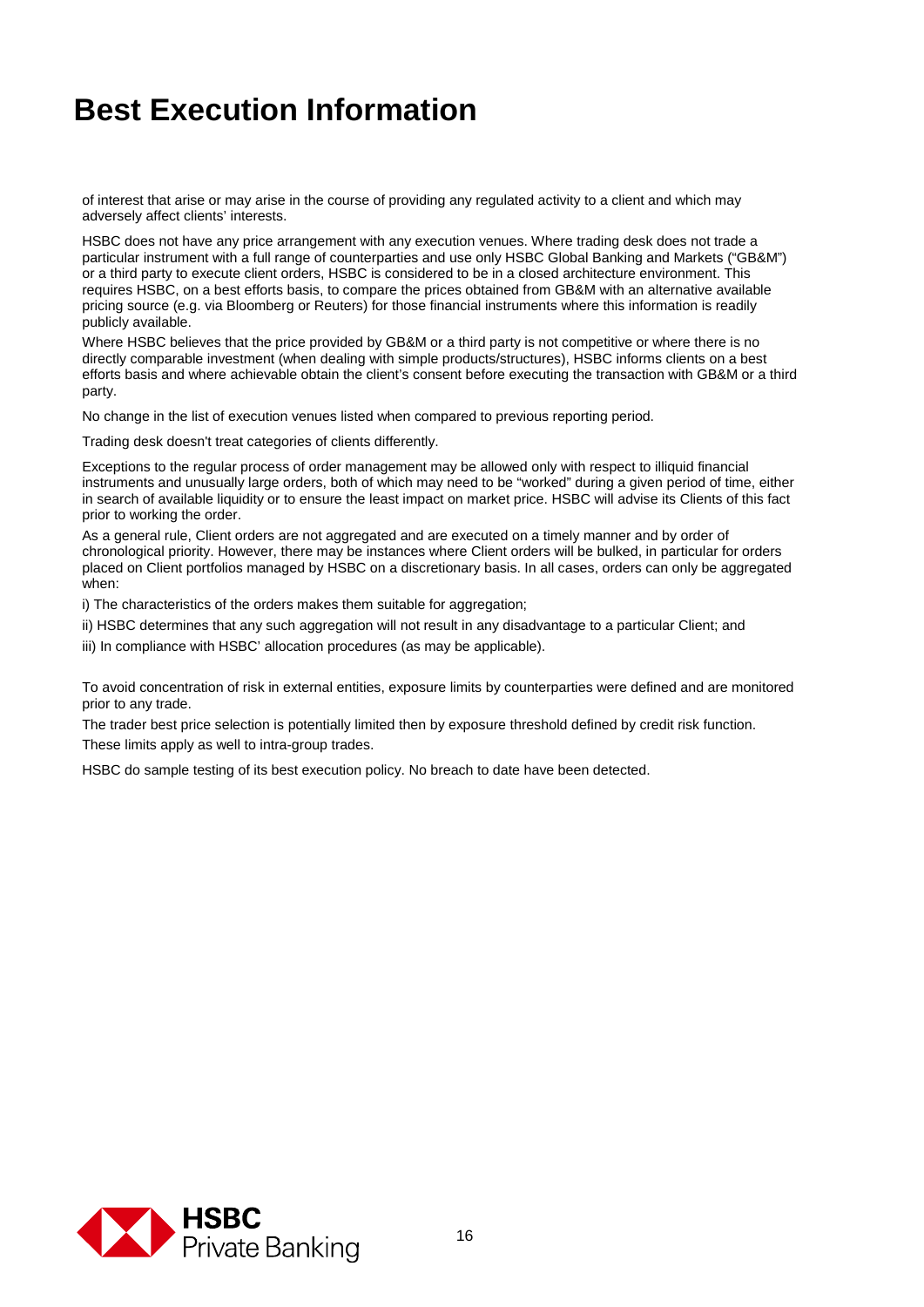# Best Execution Information

of interest that arise or may arise in the course of providing any regulated activity to a client and which may adversely affect clients' interests.

HSBC does not have any price arrangement with any execution venues. Where trading desk does not trade a particular instrument with a full range of counterparties and use only HSBC Global Banking and Markets ("GB&M") or a third party to execute client orders, HSBC is considered to be in a closed architecture environment. This requires HSBC, on a best efforts basis, to compare the prices obtained from GB&M with an alternative available pricing source (e.g. via Bloomberg or Reuters) for those financial instruments where this information is readily publicly available.

Where HSBC believes that the price provided by GB&M or a third party is not competitive or where there is no directly comparable investment (when dealing with simple products/structures), HSBC informs clients on a best efforts basis and where achievable obtain the client's consent before executing the transaction with GB&M or a third party.

No change in the list of execution venues listed when compared to previous reporting period.

Trading desk doesn't treat categories of clients differently.

Exceptions to the regular process of order management may be allowed only with respect to illiquid financial instruments and unusually large orders, both of which may need to be "worked" during a given period of time, either in search of available liquidity or to ensure the least impact on market price. HSBC will advise its Clients of this fact prior to working the order.

As a general rule, Client orders are not aggregated and are executed on a timely manner and by order of chronological priority. However, there may be instances where Client orders will be bulked, in particular for orders placed on Client portfolios managed by HSBC on a discretionary basis. In all cases, orders can only be aggregated when:

i) The characteristics of the orders makes them suitable for aggregation;

ii) HSBC determines that any such aggregation will not result in any disadvantage to a particular Client; and

iii) In compliance with HSBC' allocation procedures (as may be applicable).

To avoid concentration of risk in external entities, exposure limits by counterparties were defined and are monitored prior to any trade.

The trader best price selection is potentially limited then by exposure threshold defined by credit risk function.

These limits apply as well to intra-group trades.

HSBC do sample testing of its best execution policy. No breach to date have been detected.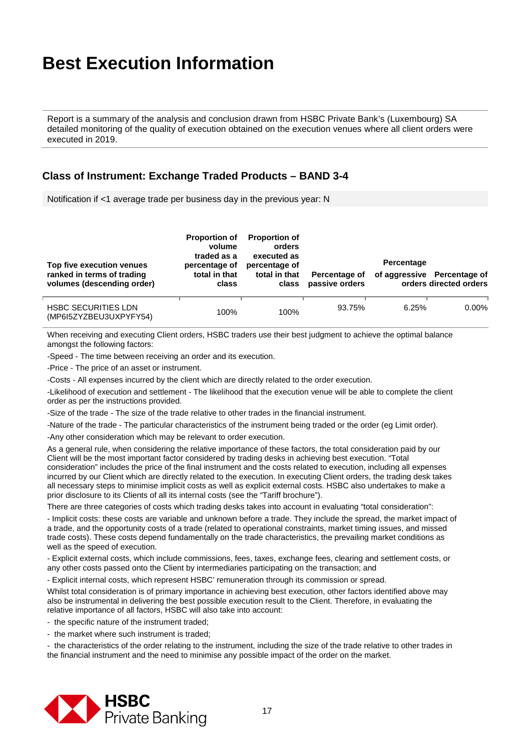# Best Execution Information

Report is a summary of the analysis and conclusion drawn from HSBC Private Bank's (Luxembourg) SA detailed monitoring of the quality of execution obtained on the execution venues where all client orders were executed in 2019.

## Class of Instrument: Exchange Traded Products – BAND 3-4

Notification if <1 average trade per business day in the previous year: N

| Top five execution venues ranked in terms of trading volumes (descending order) | Proportion of volume traded as a percentage of total in that class | Proportion of orders executed as percentage of total in that class | Percentage of passive orders | Percentage of aggressive orders | Percentage of directed orders |
|---|---|---|---|---|---|
| HSBC SECURITIES LDN (MP6I5ZYZBEU3UXPYFY54) | 100% | 100% | 93.75% | 6.25% | 0.00% |

When receiving and executing Client orders, HSBC traders use their best judgment to achieve the optimal balance amongst the following factors:

-Speed - The time between receiving an order and its execution.

-Price - The price of an asset or instrument.

-Costs - All expenses incurred by the client which are directly related to the order execution.

-Likelihood of execution and settlement - The likelihood that the execution venue will be able to complete the client order as per the instructions provided.

-Size of the trade - The size of the trade relative to other trades in the financial instrument.

-Nature of the trade - The particular characteristics of the instrument being traded or the order (eg Limit order).

-Any other consideration which may be relevant to order execution.

As a general rule, when considering the relative importance of these factors, the total consideration paid by our Client will be the most important factor considered by trading desks in achieving best execution. "Total consideration" includes the price of the final instrument and the costs related to execution, including all expenses incurred by our Client which are directly related to the execution. In executing Client orders, the trading desk takes all necessary steps to minimise implicit costs as well as explicit external costs. HSBC also undertakes to make a prior disclosure to its Clients of all its internal costs (see the "Tariff brochure").

There are three categories of costs which trading desks takes into account in evaluating "total consideration":

- Implicit costs: these costs are variable and unknown before a trade. They include the spread, the market impact of a trade, and the opportunity costs of a trade (related to operational constraints, market timing issues, and missed trade costs). These costs depend fundamentally on the trade characteristics, the prevailing market conditions as well as the speed of execution.

- Explicit external costs, which include commissions, fees, taxes, exchange fees, clearing and settlement costs, or any other costs passed onto the Client by intermediaries participating on the transaction; and

- Explicit internal costs, which represent HSBC' remuneration through its commission or spread.

Whilst total consideration is of primary importance in achieving best execution, other factors identified above may also be instrumental in delivering the best possible execution result to the Client. Therefore, in evaluating the relative importance of all factors, HSBC will also take into account:

- the specific nature of the instrument traded;
- the market where such instrument is traded;
- the characteristics of the order relating to the instrument, including the size of the trade relative to other trades in the financial instrument and the need to minimise any possible impact of the order on the market.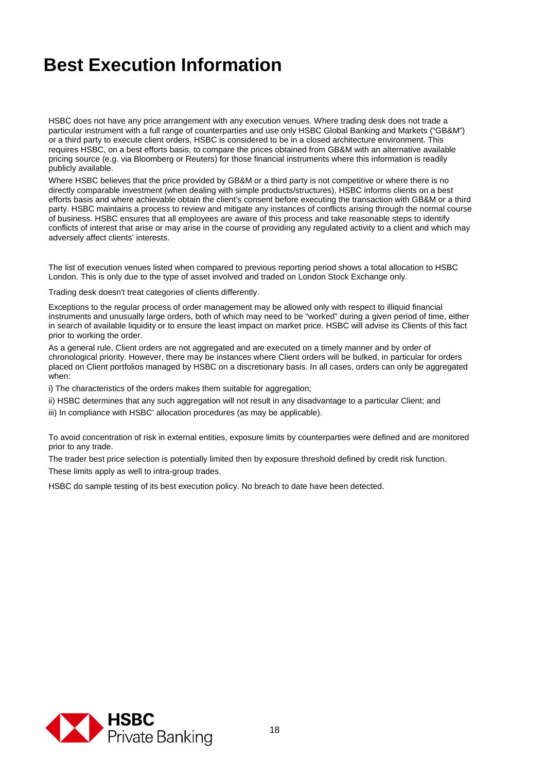# Best Execution Information

HSBC does not have any price arrangement with any execution venues. Where trading desk does not trade a particular instrument with a full range of counterparties and use only HSBC Global Banking and Markets ("GB&M") or a third party to execute client orders, HSBC is considered to be in a closed architecture environment. This requires HSBC, on a best efforts basis, to compare the prices obtained from GB&M with an alternative available pricing source (e.g. via Bloomberg or Reuters) for those financial instruments where this information is readily publicly available.

Where HSBC believes that the price provided by GB&M or a third party is not competitive or where there is no directly comparable investment (when dealing with simple products/structures), HSBC informs clients on a best efforts basis and where achievable obtain the client's consent before executing the transaction with GB&M or a third party. HSBC maintains a process to review and mitigate any instances of conflicts arising through the normal course of business. HSBC ensures that all employees are aware of this process and take reasonable steps to identify conflicts of interest that arise or may arise in the course of providing any regulated activity to a client and which may adversely affect clients' interests.

The list of execution venues listed when compared to previous reporting period shows a total allocation to HSBC London. This is only due to the type of asset involved and traded on London Stock Exchange only.

Trading desk doesn't treat categories of clients differently.

Exceptions to the regular process of order management may be allowed only with respect to illiquid financial instruments and unusually large orders, both of which may need to be "worked" during a given period of time, either in search of available liquidity or to ensure the least impact on market price. HSBC will advise its Clients of this fact prior to working the order.

As a general rule, Client orders are not aggregated and are executed on a timely manner and by order of chronological priority. However, there may be instances where Client orders will be bulked, in particular for orders placed on Client portfolios managed by HSBC on a discretionary basis. In all cases, orders can only be aggregated when:

i) The characteristics of the orders makes them suitable for aggregation;

ii) HSBC determines that any such aggregation will not result in any disadvantage to a particular Client; and

iii) In compliance with HSBC' allocation procedures (as may be applicable).

To avoid concentration of risk in external entities, exposure limits by counterparties were defined and are monitored prior to any trade.

The trader best price selection is potentially limited then by exposure threshold defined by credit risk function.

These limits apply as well to intra-group trades.

HSBC do sample testing of its best execution policy. No breach to date have been detected.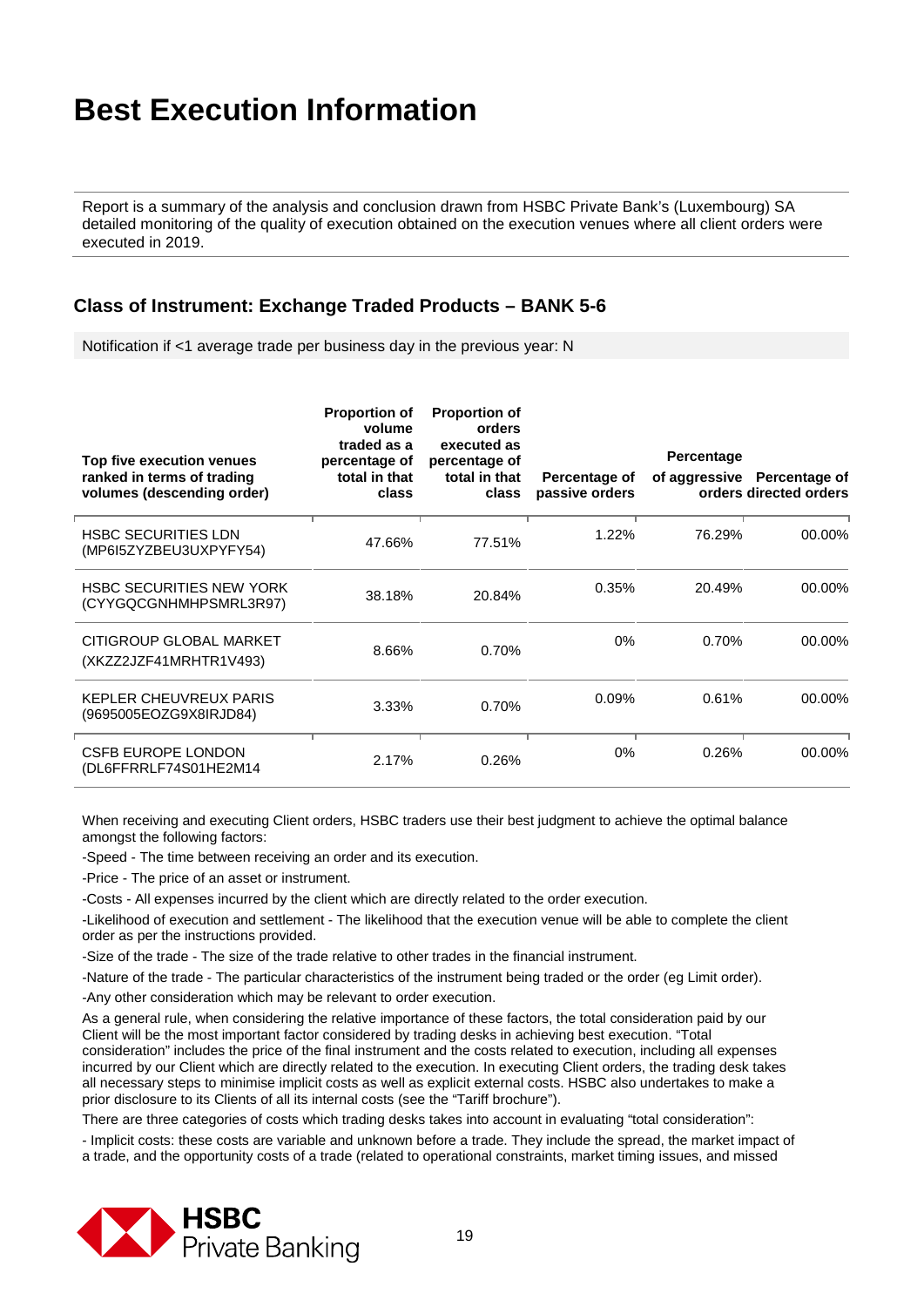# Best Execution Information

Report is a summary of the analysis and conclusion drawn from HSBC Private Bank's (Luxembourg) SA detailed monitoring of the quality of execution obtained on the execution venues where all client orders were executed in 2019.

## Class of Instrument: Exchange Traded Products – BANK 5-6

Notification if <1 average trade per business day in the previous year: N

| Top five execution venues ranked in terms of trading volumes (descending order) | Proportion of volume traded as a percentage of total in that class | Proportion of orders executed as percentage of total in that class | Percentage of passive orders | Percentage of aggressive orders | Percentage of directed orders |
|---|---|---|---|---|---|
| HSBC SECURITIES LDN (MP6I5ZYZBEU3UXPYFY54) | 47.66% | 77.51% | 1.22% | 76.29% | 00.00% |
| HSBC SECURITIES NEW YORK (CYYGQCGNHMHPSMRL3R97) | 38.18% | 20.84% | 0.35% | 20.49% | 00.00% |
| CITIGROUP GLOBAL MARKET (XKZZ2JZF41MRHTR1V493) | 8.66% | 0.70% | 0% | 0.70% | 00.00% |
| KEPLER CHEUVREUX PARIS (9695005EOZG9X8IRJD84) | 3.33% | 0.70% | 0.09% | 0.61% | 00.00% |
| CSFB EUROPE LONDON (DL6FFRRLF74S01HE2M14 | 2.17% | 0.26% | 0% | 0.26% | 00.00% |

When receiving and executing Client orders, HSBC traders use their best judgment to achieve the optimal balance amongst the following factors:

-Speed - The time between receiving an order and its execution.

-Price - The price of an asset or instrument.

-Costs - All expenses incurred by the client which are directly related to the order execution.

-Likelihood of execution and settlement - The likelihood that the execution venue will be able to complete the client order as per the instructions provided.

-Size of the trade - The size of the trade relative to other trades in the financial instrument.

-Nature of the trade - The particular characteristics of the instrument being traded or the order (eg Limit order).

-Any other consideration which may be relevant to order execution.

As a general rule, when considering the relative importance of these factors, the total consideration paid by our Client will be the most important factor considered by trading desks in achieving best execution. "Total consideration" includes the price of the final instrument and the costs related to execution, including all expenses incurred by our Client which are directly related to the execution. In executing Client orders, the trading desk takes all necessary steps to minimise implicit costs as well as explicit external costs. HSBC also undertakes to make a prior disclosure to its Clients of all its internal costs (see the "Tariff brochure").

There are three categories of costs which trading desks takes into account in evaluating "total consideration":

- Implicit costs: these costs are variable and unknown before a trade. They include the spread, the market impact of a trade, and the opportunity costs of a trade (related to operational constraints, market timing issues, and missed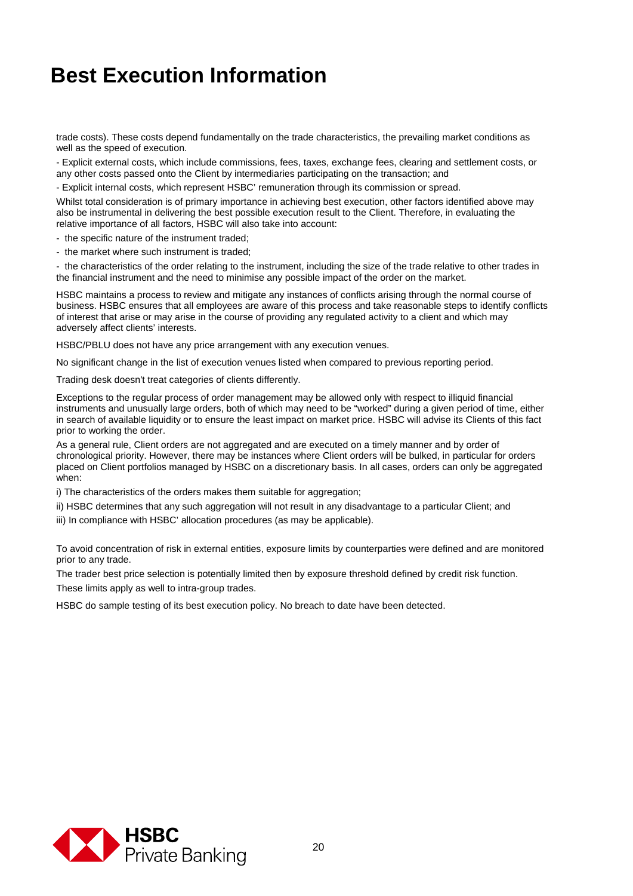# Best Execution Information

trade costs). These costs depend fundamentally on the trade characteristics, the prevailing market conditions as well as the speed of execution.

- Explicit external costs, which include commissions, fees, taxes, exchange fees, clearing and settlement costs, or any other costs passed onto the Client by intermediaries participating on the transaction; and
- Explicit internal costs, which represent HSBC' remuneration through its commission or spread.

Whilst total consideration is of primary importance in achieving best execution, other factors identified above may also be instrumental in delivering the best possible execution result to the Client. Therefore, in evaluating the relative importance of all factors, HSBC will also take into account:

- the specific nature of the instrument traded;
- the market where such instrument is traded;
- the characteristics of the order relating to the instrument, including the size of the trade relative to other trades in the financial instrument and the need to minimise any possible impact of the order on the market.

HSBC maintains a process to review and mitigate any instances of conflicts arising through the normal course of business. HSBC ensures that all employees are aware of this process and take reasonable steps to identify conflicts of interest that arise or may arise in the course of providing any regulated activity to a client and which may adversely affect clients' interests.

HSBC/PBLU does not have any price arrangement with any execution venues.

No significant change in the list of execution venues listed when compared to previous reporting period.

Trading desk doesn't treat categories of clients differently.

Exceptions to the regular process of order management may be allowed only with respect to illiquid financial instruments and unusually large orders, both of which may need to be "worked" during a given period of time, either in search of available liquidity or to ensure the least impact on market price. HSBC will advise its Clients of this fact prior to working the order.

As a general rule, Client orders are not aggregated and are executed on a timely manner and by order of chronological priority. However, there may be instances where Client orders will be bulked, in particular for orders placed on Client portfolios managed by HSBC on a discretionary basis. In all cases, orders can only be aggregated when:

i) The characteristics of the orders makes them suitable for aggregation;

ii) HSBC determines that any such aggregation will not result in any disadvantage to a particular Client; and

iii) In compliance with HSBC' allocation procedures (as may be applicable).

To avoid concentration of risk in external entities, exposure limits by counterparties were defined and are monitored prior to any trade.

The trader best price selection is potentially limited then by exposure threshold defined by credit risk function.

These limits apply as well to intra-group trades.

HSBC do sample testing of its best execution policy. No breach to date have been detected.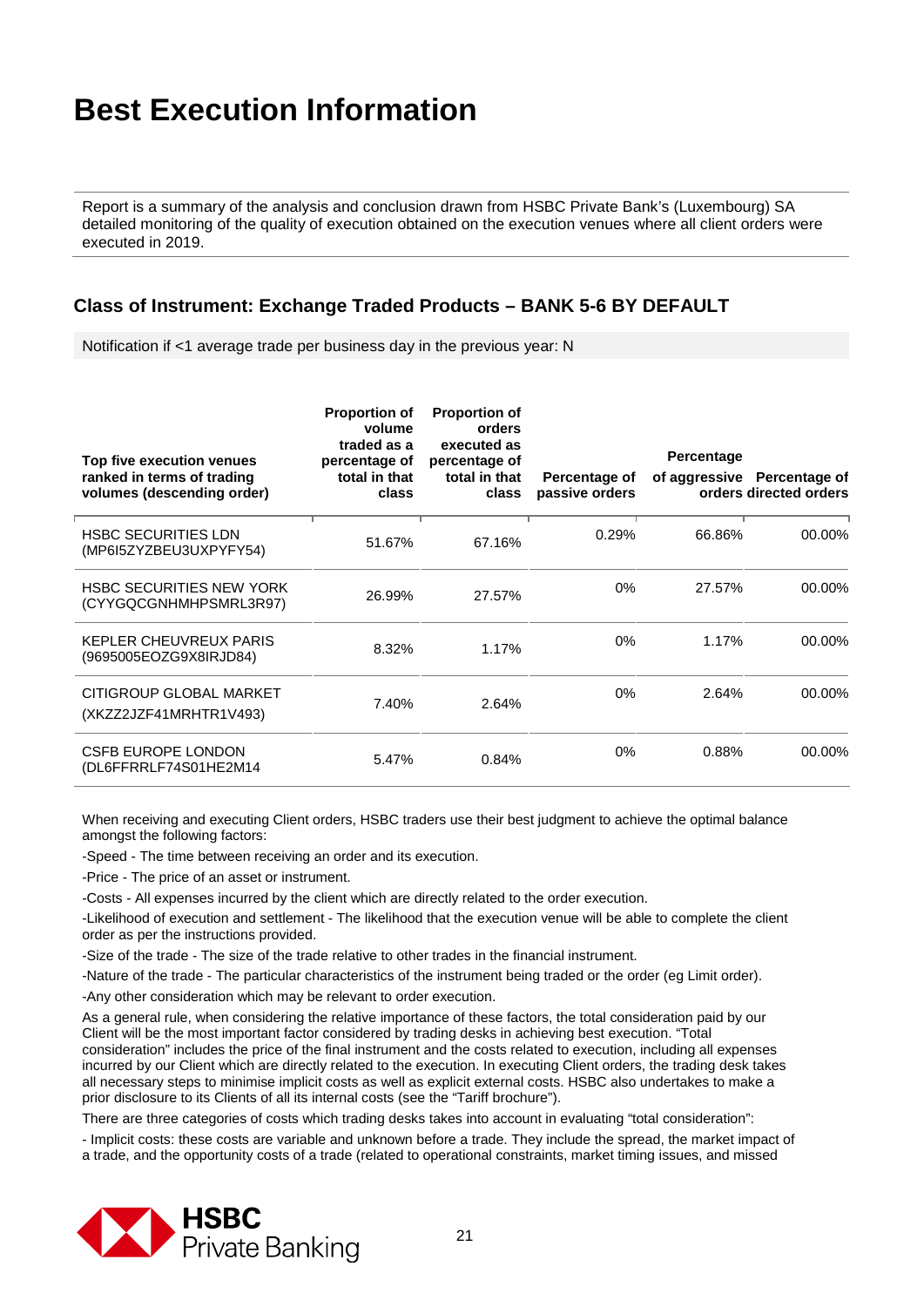# Best Execution Information

Report is a summary of the analysis and conclusion drawn from HSBC Private Bank's (Luxembourg) SA detailed monitoring of the quality of execution obtained on the execution venues where all client orders were executed in 2019.

## Class of Instrument: Exchange Traded Products – BANK 5-6 BY DEFAULT

Notification if <1 average trade per business day in the previous year: N

| Top five execution venues ranked in terms of trading volumes (descending order) | Proportion of volume traded as a percentage of total in that class | Proportion of orders executed as percentage of total in that class | Percentage of passive orders | Percentage of aggressive orders | Percentage of directed orders |
|---|---|---|---|---|---|
| HSBC SECURITIES LDN (MP6I5ZYZBEU3UXPYFY54) | 51.67% | 67.16% | 0.29% | 66.86% | 00.00% |
| HSBC SECURITIES NEW YORK (CYYGQCGNHMHPSMRL3R97) | 26.99% | 27.57% | 0% | 27.57% | 00.00% |
| KEPLER CHEUVREUX PARIS (9695005EOZG9X8IRJD84) | 8.32% | 1.17% | 0% | 1.17% | 00.00% |
| CITIGROUP GLOBAL MARKET (XKZZ2JZF41MRHTR1V493) | 7.40% | 2.64% | 0% | 2.64% | 00.00% |
| CSFB EUROPE LONDON (DL6FFRRLF74S01HE2M14 | 5.47% | 0.84% | 0% | 0.88% | 00.00% |

When receiving and executing Client orders, HSBC traders use their best judgment to achieve the optimal balance amongst the following factors:

-Speed - The time between receiving an order and its execution.

-Price - The price of an asset or instrument.

-Costs - All expenses incurred by the client which are directly related to the order execution.

-Likelihood of execution and settlement - The likelihood that the execution venue will be able to complete the client order as per the instructions provided.

-Size of the trade - The size of the trade relative to other trades in the financial instrument.

-Nature of the trade - The particular characteristics of the instrument being traded or the order (eg Limit order).

-Any other consideration which may be relevant to order execution.

As a general rule, when considering the relative importance of these factors, the total consideration paid by our Client will be the most important factor considered by trading desks in achieving best execution. "Total consideration" includes the price of the final instrument and the costs related to execution, including all expenses incurred by our Client which are directly related to the execution. In executing Client orders, the trading desk takes all necessary steps to minimise implicit costs as well as explicit external costs. HSBC also undertakes to make a prior disclosure to its Clients of all its internal costs (see the "Tariff brochure").

There are three categories of costs which trading desks takes into account in evaluating "total consideration":

- Implicit costs: these costs are variable and unknown before a trade. They include the spread, the market impact of a trade, and the opportunity costs of a trade (related to operational constraints, market timing issues, and missed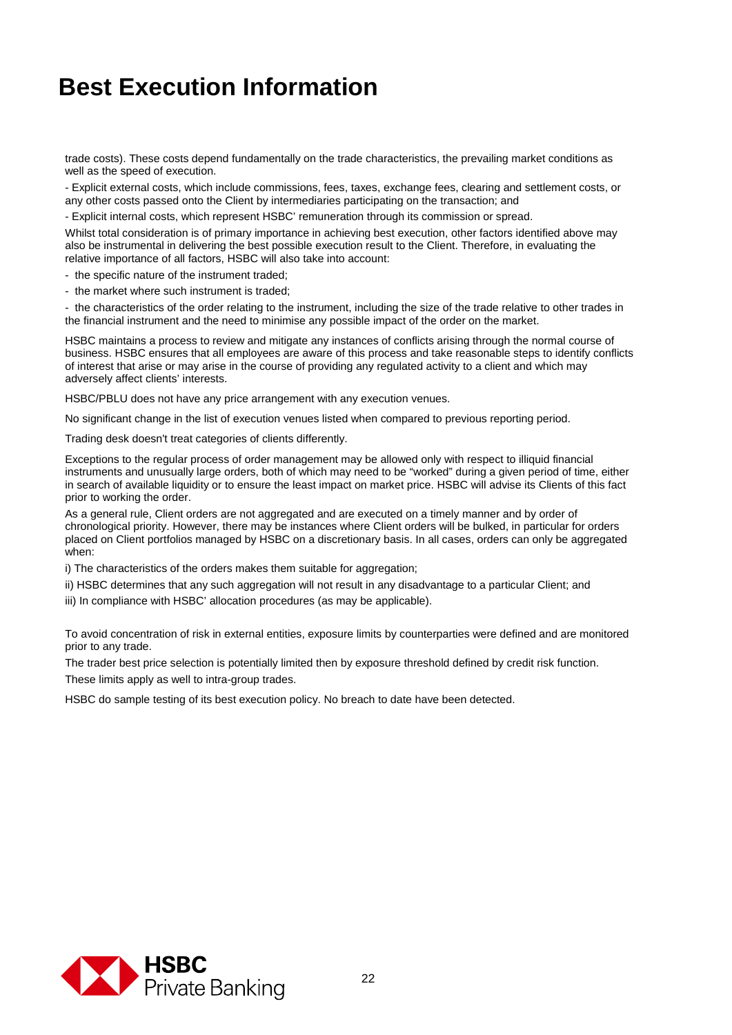# Best Execution Information

trade costs). These costs depend fundamentally on the trade characteristics, the prevailing market conditions as well as the speed of execution.

- Explicit external costs, which include commissions, fees, taxes, exchange fees, clearing and settlement costs, or any other costs passed onto the Client by intermediaries participating on the transaction; and

- Explicit internal costs, which represent HSBC' remuneration through its commission or spread.

Whilst total consideration is of primary importance in achieving best execution, other factors identified above may also be instrumental in delivering the best possible execution result to the Client. Therefore, in evaluating the relative importance of all factors, HSBC will also take into account:

- the specific nature of the instrument traded;
- the market where such instrument is traded;
- the characteristics of the order relating to the instrument, including the size of the trade relative to other trades in the financial instrument and the need to minimise any possible impact of the order on the market.

HSBC maintains a process to review and mitigate any instances of conflicts arising through the normal course of business. HSBC ensures that all employees are aware of this process and take reasonable steps to identify conflicts of interest that arise or may arise in the course of providing any regulated activity to a client and which may adversely affect clients' interests.

HSBC/PBLU does not have any price arrangement with any execution venues.

No significant change in the list of execution venues listed when compared to previous reporting period.

Trading desk doesn't treat categories of clients differently.

Exceptions to the regular process of order management may be allowed only with respect to illiquid financial instruments and unusually large orders, both of which may need to be "worked" during a given period of time, either in search of available liquidity or to ensure the least impact on market price. HSBC will advise its Clients of this fact prior to working the order.

As a general rule, Client orders are not aggregated and are executed on a timely manner and by order of chronological priority. However, there may be instances where Client orders will be bulked, in particular for orders placed on Client portfolios managed by HSBC on a discretionary basis. In all cases, orders can only be aggregated when:

i) The characteristics of the orders makes them suitable for aggregation;

ii) HSBC determines that any such aggregation will not result in any disadvantage to a particular Client; and

iii) In compliance with HSBC' allocation procedures (as may be applicable).

To avoid concentration of risk in external entities, exposure limits by counterparties were defined and are monitored prior to any trade.

The trader best price selection is potentially limited then by exposure threshold defined by credit risk function.

These limits apply as well to intra-group trades.

HSBC do sample testing of its best execution policy. No breach to date have been detected.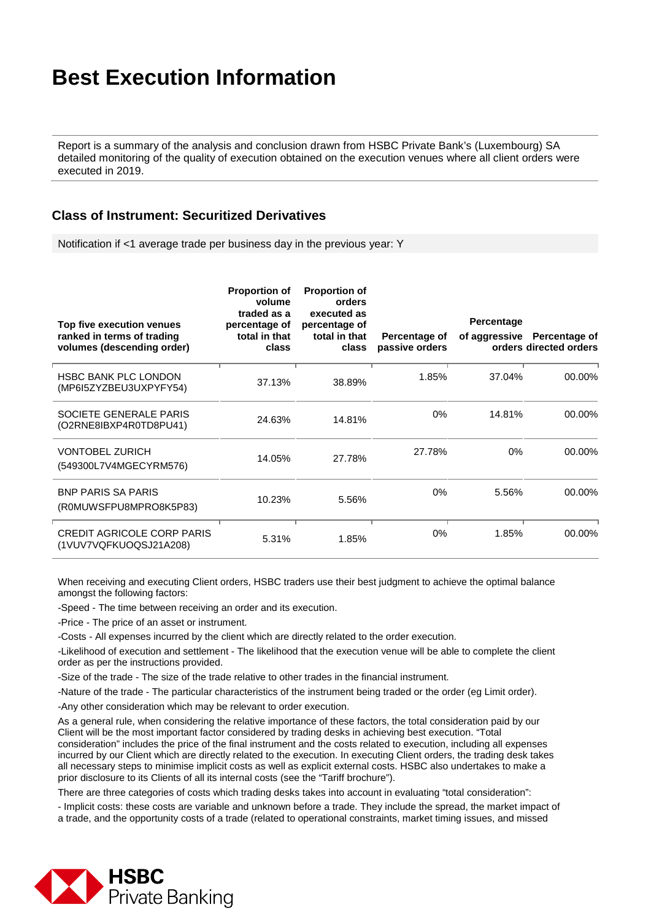# Best Execution Information

Report is a summary of the analysis and conclusion drawn from HSBC Private Bank's (Luxembourg) SA detailed monitoring of the quality of execution obtained on the execution venues where all client orders were executed in 2019.

## Class of Instrument: Securitized Derivatives

Notification if <1 average trade per business day in the previous year: Y

| Top five execution venues ranked in terms of trading volumes (descending order) | Proportion of volume traded as a percentage of total in that class | Proportion of orders executed as percentage of total in that class | Percentage of passive orders | Percentage of aggressive orders | Percentage of directed orders |
|---|---|---|---|---|---|
| HSBC BANK PLC LONDON (MP6I5ZYZBEU3UXPYFY54) | 37.13% | 38.89% | 1.85% | 37.04% | 00.00% |
| SOCIETE GENERALE PARIS (O2RNE8IBXP4R0TD8PU41) | 24.63% | 14.81% | 0% | 14.81% | 00.00% |
| VONTOBEL ZURICH (549300L7V4MGECYRM576) | 14.05% | 27.78% | 27.78% | 0% | 00.00% |
| BNP PARIS SA PARIS (R0MUWSFPU8MPRO8K5P83) | 10.23% | 5.56% | 0% | 5.56% | 00.00% |
| CREDIT AGRICOLE CORP PARIS (1VUV7VQFKUOQSJ21A208) | 5.31% | 1.85% | 0% | 1.85% | 00.00% |

When receiving and executing Client orders, HSBC traders use their best judgment to achieve the optimal balance amongst the following factors:

-Speed - The time between receiving an order and its execution.

-Price - The price of an asset or instrument.

-Costs - All expenses incurred by the client which are directly related to the order execution.

-Likelihood of execution and settlement - The likelihood that the execution venue will be able to complete the client order as per the instructions provided.

-Size of the trade - The size of the trade relative to other trades in the financial instrument.

-Nature of the trade - The particular characteristics of the instrument being traded or the order (eg Limit order).

-Any other consideration which may be relevant to order execution.

As a general rule, when considering the relative importance of these factors, the total consideration paid by our Client will be the most important factor considered by trading desks in achieving best execution. "Total consideration" includes the price of the final instrument and the costs related to execution, including all expenses incurred by our Client which are directly related to the execution. In executing Client orders, the trading desk takes all necessary steps to minimise implicit costs as well as explicit external costs. HSBC also undertakes to make a prior disclosure to its Clients of all its internal costs (see the "Tariff brochure").

There are three categories of costs which trading desks takes into account in evaluating "total consideration":

- Implicit costs: these costs are variable and unknown before a trade. They include the spread, the market impact of a trade, and the opportunity costs of a trade (related to operational constraints, market timing issues, and missed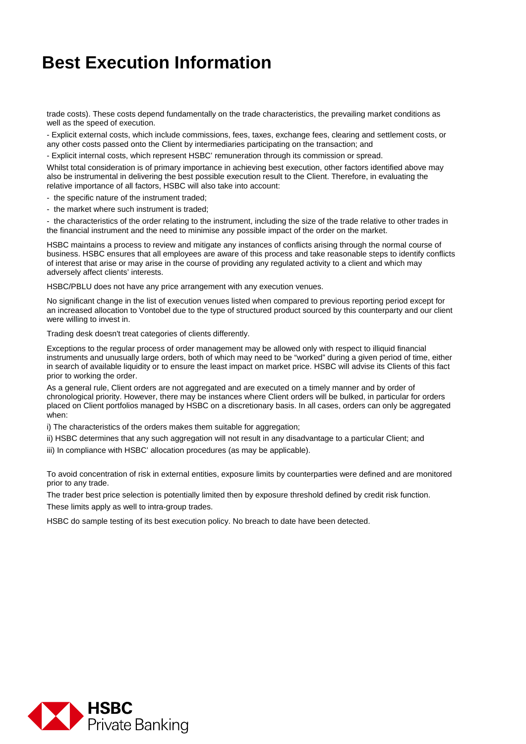# Best Execution Information

trade costs). These costs depend fundamentally on the trade characteristics, the prevailing market conditions as well as the speed of execution.

- Explicit external costs, which include commissions, fees, taxes, exchange fees, clearing and settlement costs, or any other costs passed onto the Client by intermediaries participating on the transaction; and
- Explicit internal costs, which represent HSBC' remuneration through its commission or spread.

Whilst total consideration is of primary importance in achieving best execution, other factors identified above may also be instrumental in delivering the best possible execution result to the Client. Therefore, in evaluating the relative importance of all factors, HSBC will also take into account:

- the specific nature of the instrument traded;
- the market where such instrument is traded;
- the characteristics of the order relating to the instrument, including the size of the trade relative to other trades in the financial instrument and the need to minimise any possible impact of the order on the market.

HSBC maintains a process to review and mitigate any instances of conflicts arising through the normal course of business. HSBC ensures that all employees are aware of this process and take reasonable steps to identify conflicts of interest that arise or may arise in the course of providing any regulated activity to a client and which may adversely affect clients' interests.

HSBC/PBLU does not have any price arrangement with any execution venues.

No significant change in the list of execution venues listed when compared to previous reporting period except for an increased allocation to Vontobel due to the type of structured product sourced by this counterparty and our client were willing to invest in.

Trading desk doesn't treat categories of clients differently.

Exceptions to the regular process of order management may be allowed only with respect to illiquid financial instruments and unusually large orders, both of which may need to be "worked" during a given period of time, either in search of available liquidity or to ensure the least impact on market price. HSBC will advise its Clients of this fact prior to working the order.

As a general rule, Client orders are not aggregated and are executed on a timely manner and by order of chronological priority. However, there may be instances where Client orders will be bulked, in particular for orders placed on Client portfolios managed by HSBC on a discretionary basis. In all cases, orders can only be aggregated when:

i) The characteristics of the orders makes them suitable for aggregation;

ii) HSBC determines that any such aggregation will not result in any disadvantage to a particular Client; and

iii) In compliance with HSBC' allocation procedures (as may be applicable).

To avoid concentration of risk in external entities, exposure limits by counterparties were defined and are monitored prior to any trade.

The trader best price selection is potentially limited then by exposure threshold defined by credit risk function.

These limits apply as well to intra-group trades.

HSBC do sample testing of its best execution policy. No breach to date have been detected.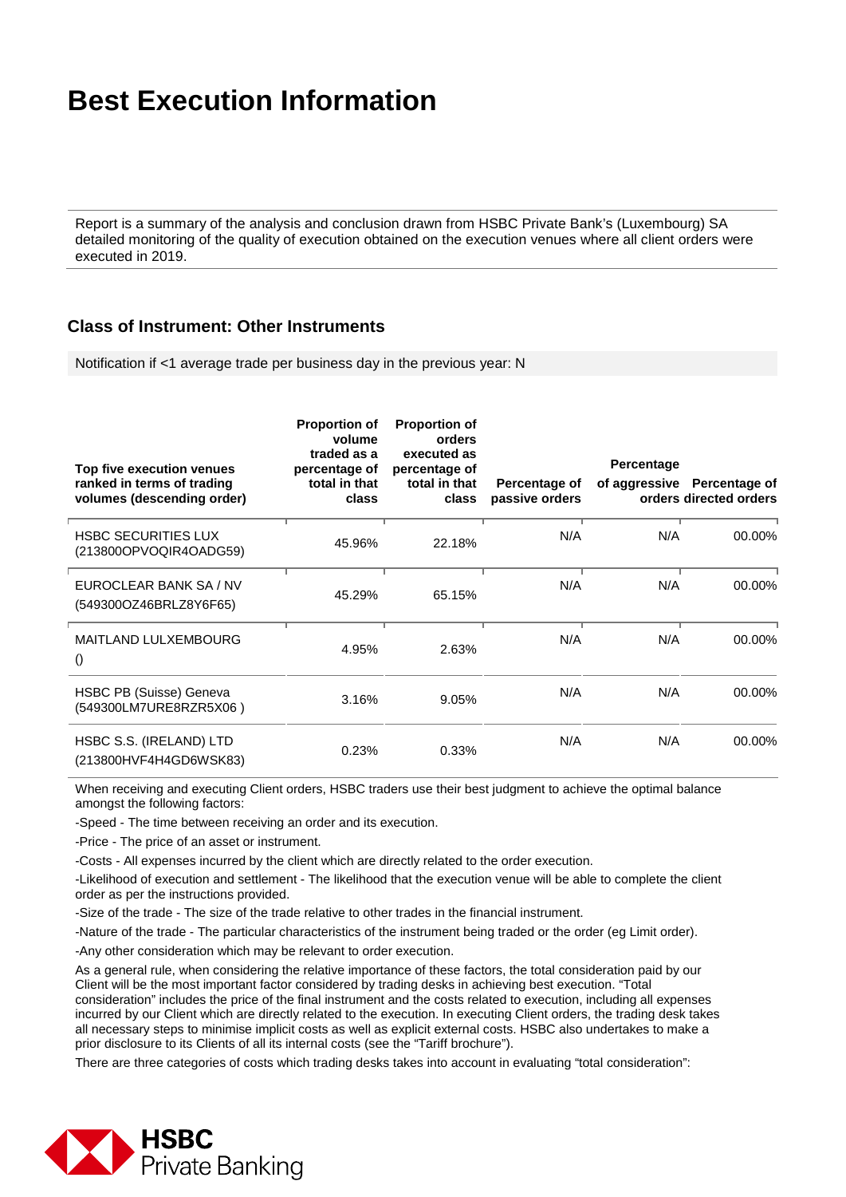# Best Execution Information

Report is a summary of the analysis and conclusion drawn from HSBC Private Bank's (Luxembourg) SA detailed monitoring of the quality of execution obtained on the execution venues where all client orders were executed in 2019.

## Class of Instrument: Other Instruments

Notification if <1 average trade per business day in the previous year: N

| Top five execution venues ranked in terms of trading volumes (descending order) | Proportion of volume traded as a percentage of total in that class | Proportion of orders executed as percentage of total in that class | Percentage of passive orders | Percentage of aggressive orders | Percentage of directed orders |
|---|---|---|---|---|---|
| HSBC SECURITIES LUX (213800OPVOQIR4OADG59) | 45.96% | 22.18% | N/A | N/A | 00.00% |
| EUROCLEAR BANK SA / NV (549300OZ46BRLZ8Y6F65) | 45.29% | 65.15% | N/A | N/A | 00.00% |
| MAITLAND LULXEMBOURG () | 4.95% | 2.63% | N/A | N/A | 00.00% |
| HSBC PB (Suisse) Geneva (549300LM7URE8RZR5X06 ) | 3.16% | 9.05% | N/A | N/A | 00.00% |
| HSBC S.S. (IRELAND) LTD (213800HVF4H4GD6WSK83) | 0.23% | 0.33% | N/A | N/A | 00.00% |

When receiving and executing Client orders, HSBC traders use their best judgment to achieve the optimal balance amongst the following factors:

-Speed - The time between receiving an order and its execution.

-Price - The price of an asset or instrument.

-Costs - All expenses incurred by the client which are directly related to the order execution.

-Likelihood of execution and settlement - The likelihood that the execution venue will be able to complete the client order as per the instructions provided.

-Size of the trade - The size of the trade relative to other trades in the financial instrument.

-Nature of the trade - The particular characteristics of the instrument being traded or the order (eg Limit order).

-Any other consideration which may be relevant to order execution.

As a general rule, when considering the relative importance of these factors, the total consideration paid by our Client will be the most important factor considered by trading desks in achieving best execution. "Total consideration" includes the price of the final instrument and the costs related to execution, including all expenses incurred by our Client which are directly related to the execution. In executing Client orders, the trading desk takes all necessary steps to minimise implicit costs as well as explicit external costs. HSBC also undertakes to make a prior disclosure to its Clients of all its internal costs (see the "Tariff brochure").

There are three categories of costs which trading desks takes into account in evaluating "total consideration":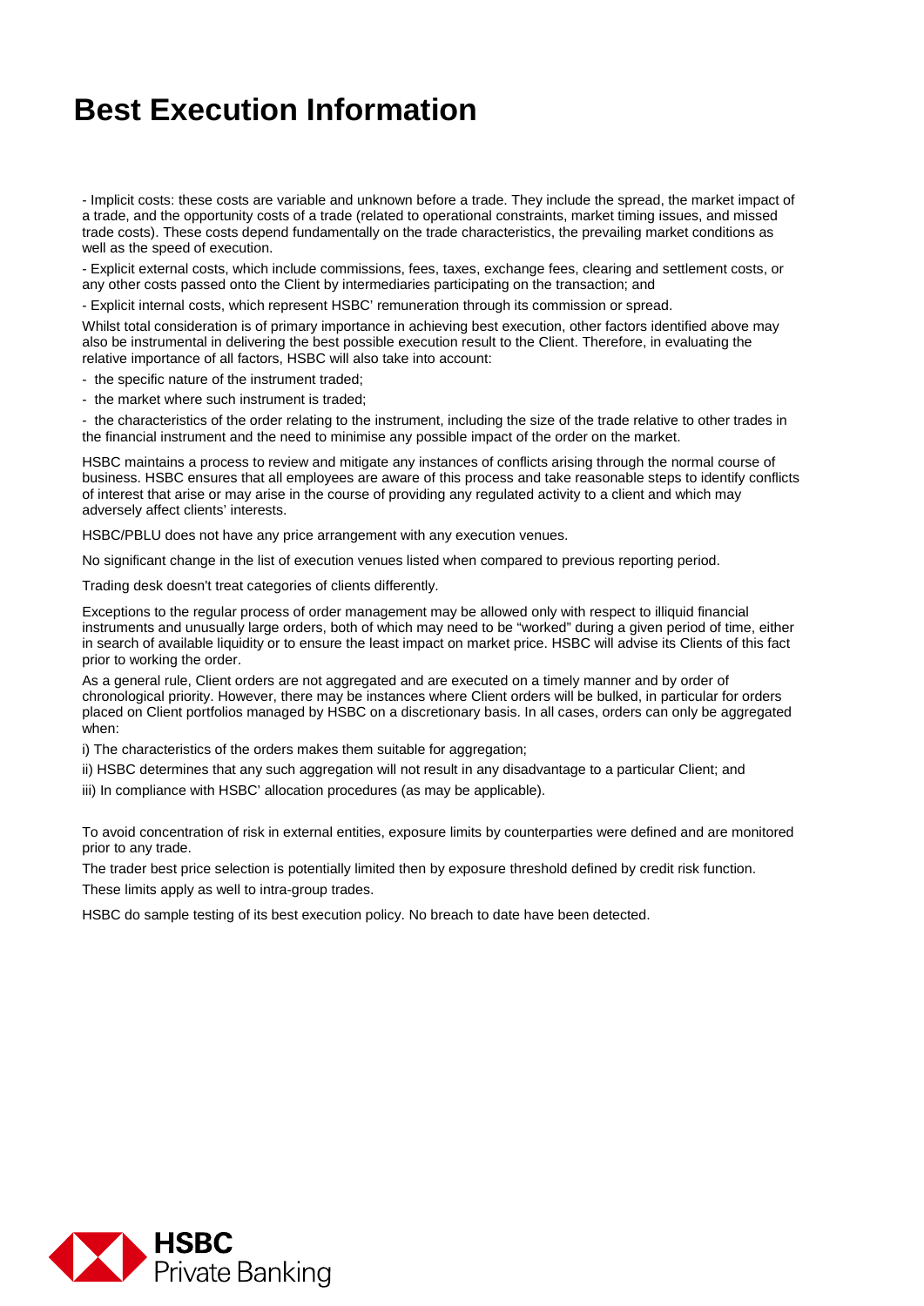# Best Execution Information

- Implicit costs: these costs are variable and unknown before a trade. They include the spread, the market impact of a trade, and the opportunity costs of a trade (related to operational constraints, market timing issues, and missed trade costs). These costs depend fundamentally on the trade characteristics, the prevailing market conditions as well as the speed of execution.

- Explicit external costs, which include commissions, fees, taxes, exchange fees, clearing and settlement costs, or any other costs passed onto the Client by intermediaries participating on the transaction; and

- Explicit internal costs, which represent HSBC' remuneration through its commission or spread.

Whilst total consideration is of primary importance in achieving best execution, other factors identified above may also be instrumental in delivering the best possible execution result to the Client. Therefore, in evaluating the relative importance of all factors, HSBC will also take into account:

- the specific nature of the instrument traded;
- the market where such instrument is traded;
- the characteristics of the order relating to the instrument, including the size of the trade relative to other trades in the financial instrument and the need to minimise any possible impact of the order on the market.

HSBC maintains a process to review and mitigate any instances of conflicts arising through the normal course of business. HSBC ensures that all employees are aware of this process and take reasonable steps to identify conflicts of interest that arise or may arise in the course of providing any regulated activity to a client and which may adversely affect clients' interests.

HSBC/PBLU does not have any price arrangement with any execution venues.

No significant change in the list of execution venues listed when compared to previous reporting period.

Trading desk doesn't treat categories of clients differently.

Exceptions to the regular process of order management may be allowed only with respect to illiquid financial instruments and unusually large orders, both of which may need to be "worked" during a given period of time, either in search of available liquidity or to ensure the least impact on market price. HSBC will advise its Clients of this fact prior to working the order.

As a general rule, Client orders are not aggregated and are executed on a timely manner and by order of chronological priority. However, there may be instances where Client orders will be bulked, in particular for orders placed on Client portfolios managed by HSBC on a discretionary basis. In all cases, orders can only be aggregated when:

i) The characteristics of the orders makes them suitable for aggregation;

ii) HSBC determines that any such aggregation will not result in any disadvantage to a particular Client; and

iii) In compliance with HSBC' allocation procedures (as may be applicable).

To avoid concentration of risk in external entities, exposure limits by counterparties were defined and are monitored prior to any trade.

The trader best price selection is potentially limited then by exposure threshold defined by credit risk function.

These limits apply as well to intra-group trades.

HSBC do sample testing of its best execution policy. No breach to date have been detected.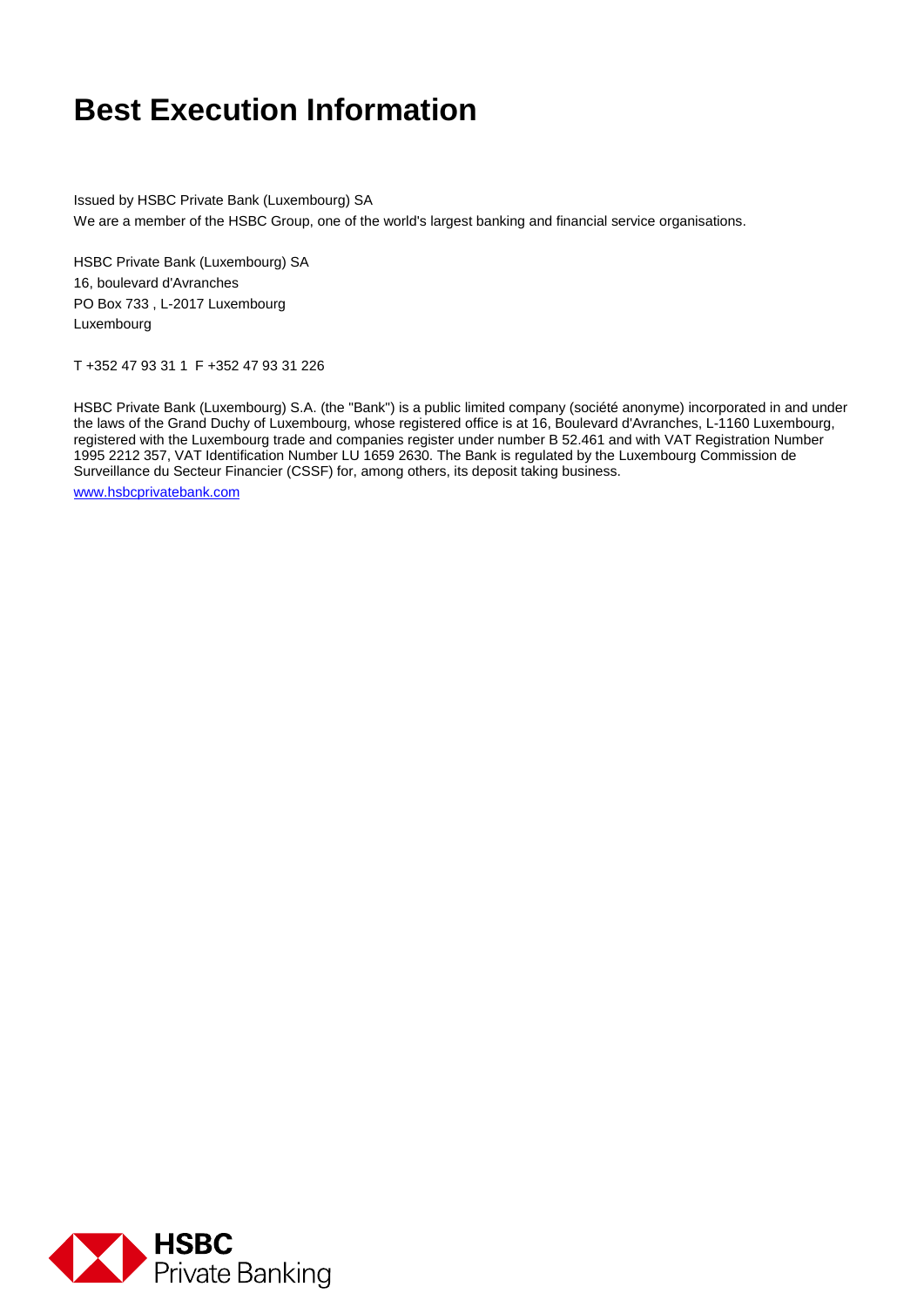# Best Execution Information

Issued by HSBC Private Bank (Luxembourg) SA

We are a member of the HSBC Group, one of the world's largest banking and financial service organisations.

HSBC Private Bank (Luxembourg) SA
16, boulevard d'Avranches
PO Box 733 , L-2017 Luxembourg
Luxembourg

T +352 47 93 31 1 F +352 47 93 31 226

HSBC Private Bank (Luxembourg) S.A. (the "Bank") is a public limited company (société anonyme) incorporated in and under the laws of the Grand Duchy of Luxembourg, whose registered office is at 16, Boulevard d'Avranches, L-1160 Luxembourg, registered with the Luxembourg trade and companies register under number B 52.461 and with VAT Registration Number 1995 2212 357, VAT Identification Number LU 1659 2630. The Bank is regulated by the Luxembourg Commission de Surveillance du Secteur Financier (CSSF) for, among others, its deposit taking business.

www.hsbcprivatebank.com

HSBC
Private Banking